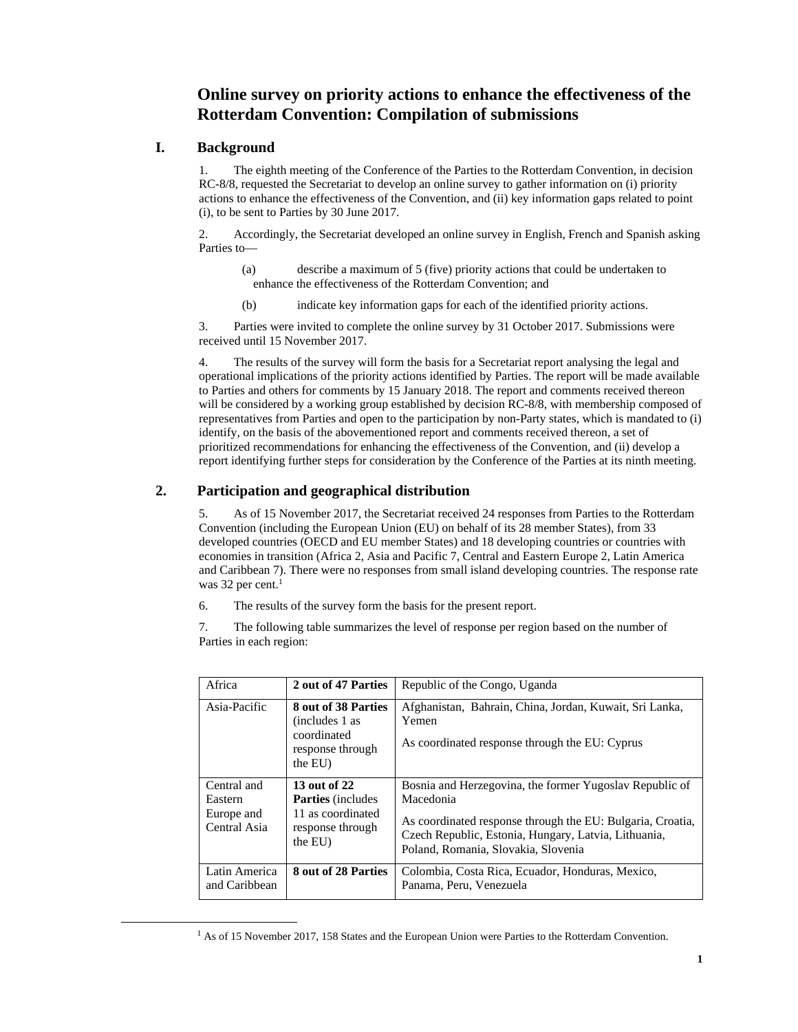# Online survey on priority actions to enhance the effectiveness of the Rotterdam Convention: Compilation of submissions

## I. Background

1. The eighth meeting of the Conference of the Parties to the Rotterdam Convention, in decision RC-8/8, requested the Secretariat to develop an online survey to gather information on (i) priority actions to enhance the effectiveness of the Convention, and (ii) key information gaps related to point (i), to be sent to Parties by 30 June 2017.

2. Accordingly, the Secretariat developed an online survey in English, French and Spanish asking Parties to—

(a) describe a maximum of 5 (five) priority actions that could be undertaken to enhance the effectiveness of the Rotterdam Convention; and

(b) indicate key information gaps for each of the identified priority actions.

3. Parties were invited to complete the online survey by 31 October 2017. Submissions were received until 15 November 2017.

4. The results of the survey will form the basis for a Secretariat report analysing the legal and operational implications of the priority actions identified by Parties. The report will be made available to Parties and others for comments by 15 January 2018. The report and comments received thereon will be considered by a working group established by decision RC-8/8, with membership composed of representatives from Parties and open to the participation by non-Party states, which is mandated to (i) identify, on the basis of the abovementioned report and comments received thereon, a set of prioritized recommendations for enhancing the effectiveness of the Convention, and (ii) develop a report identifying further steps for consideration by the Conference of the Parties at its ninth meeting.

## 2. Participation and geographical distribution

5. As of 15 November 2017, the Secretariat received 24 responses from Parties to the Rotterdam Convention (including the European Union (EU) on behalf of its 28 member States), from 33 developed countries (OECD and EU member States) and 18 developing countries or countries with economies in transition (Africa 2, Asia and Pacific 7, Central and Eastern Europe 2, Latin America and Caribbean 7). There were no responses from small island developing countries. The response rate was 32 per cent.[1]

6. The results of the survey form the basis for the present report.

7. The following table summarizes the level of response per region based on the number of Parties in each region:

| Region | Responses | Parties |
|---|---|---|
| Africa | **2 out of 47 Parties** | Republic of the Congo, Uganda |
| Asia-Pacific | **8 out of 38 Parties** (includes 1 as coordinated response through the EU) | Afghanistan, Bahrain, China, Jordan, Kuwait, Sri Lanka, Yemen<br>As coordinated response through the EU: Cyprus |
| Central and Eastern Europe and Central Asia | **13 out of 22 Parties** (includes 11 as coordinated response through the EU) | Bosnia and Herzegovina, the former Yugoslav Republic of Macedonia<br>As coordinated response through the EU: Bulgaria, Croatia, Czech Republic, Estonia, Hungary, Latvia, Lithuania, Poland, Romania, Slovakia, Slovenia |
| Latin America and Caribbean | **8 out of 28 Parties** | Colombia, Costa Rica, Ecuador, Honduras, Mexico, Panama, Peru, Venezuela |

[1] As of 15 November 2017, 158 States and the European Union were Parties to the Rotterdam Convention.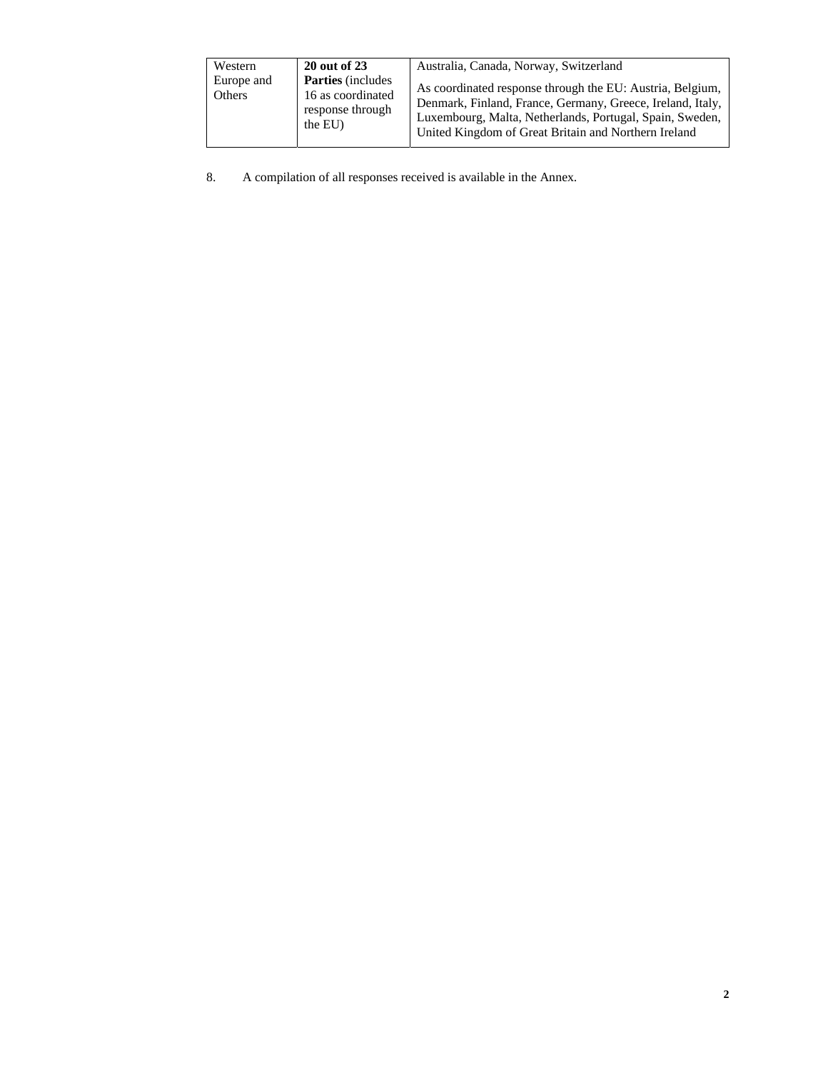| Western Europe and Others | **20 out of 23 Parties** (includes 16 as coordinated response through the EU) | Australia, Canada, Norway, Switzerland<br><br>As coordinated response through the EU: Austria, Belgium, Denmark, Finland, France, Germany, Greece, Ireland, Italy, Luxembourg, Malta, Netherlands, Portugal, Spain, Sweden, United Kingdom of Great Britain and Northern Ireland |
|---|---|---|

8. A compilation of all responses received is available in the Annex.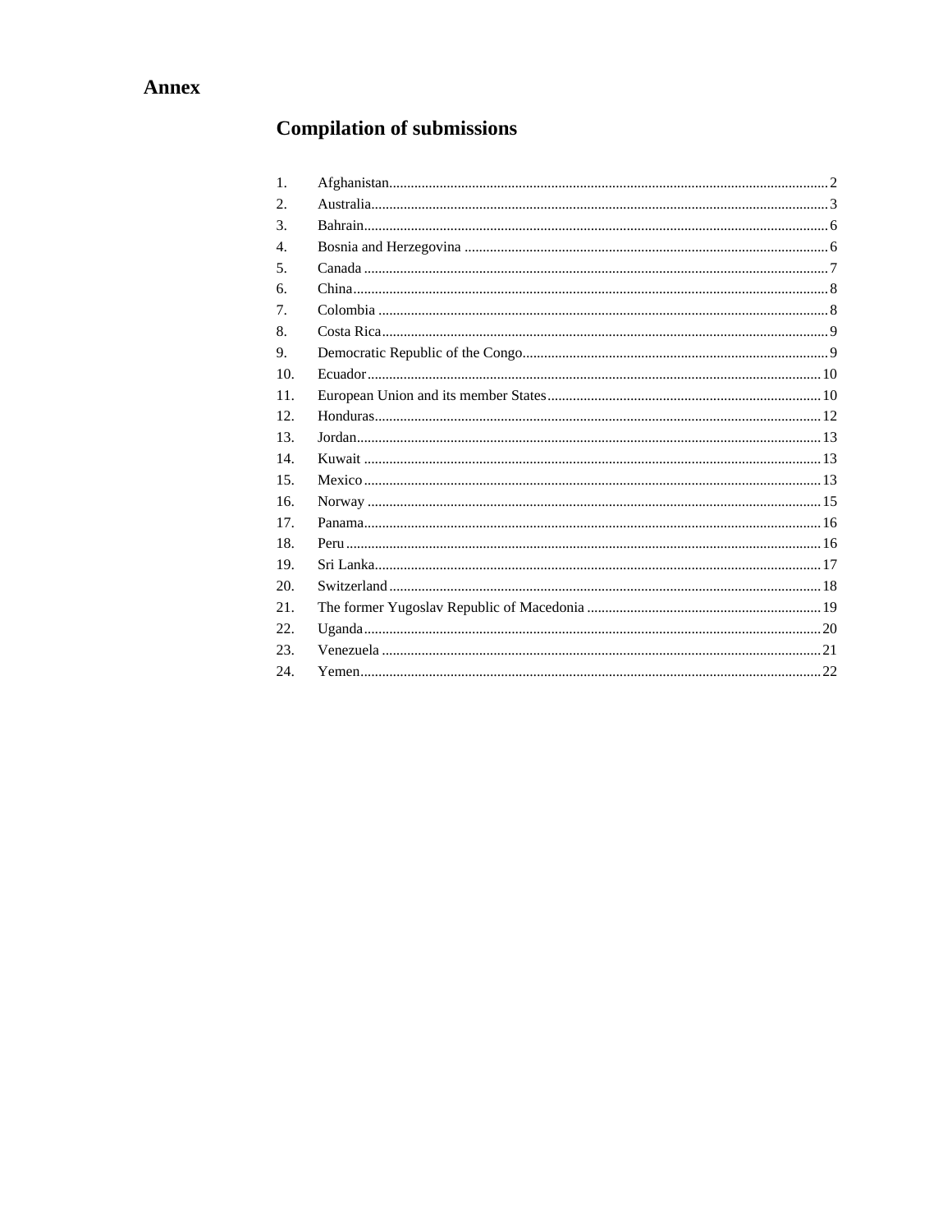# Annex

## Compilation of submissions

1. Afghanistan ........ 2
2. Australia ........ 3
3. Bahrain ........ 6
4. Bosnia and Herzegovina ........ 6
5. Canada ........ 7
6. China ........ 8
7. Colombia ........ 8
8. Costa Rica ........ 9
9. Democratic Republic of the Congo ........ 9
10. Ecuador ........ 10
11. European Union and its member States ........ 10
12. Honduras ........ 12
13. Jordan ........ 13
14. Kuwait ........ 13
15. Mexico ........ 13
16. Norway ........ 15
17. Panama ........ 16
18. Peru ........ 16
19. Sri Lanka ........ 17
20. Switzerland ........ 18
21. The former Yugoslav Republic of Macedonia ........ 19
22. Uganda ........ 20
23. Venezuela ........ 21
24. Yemen ........ 22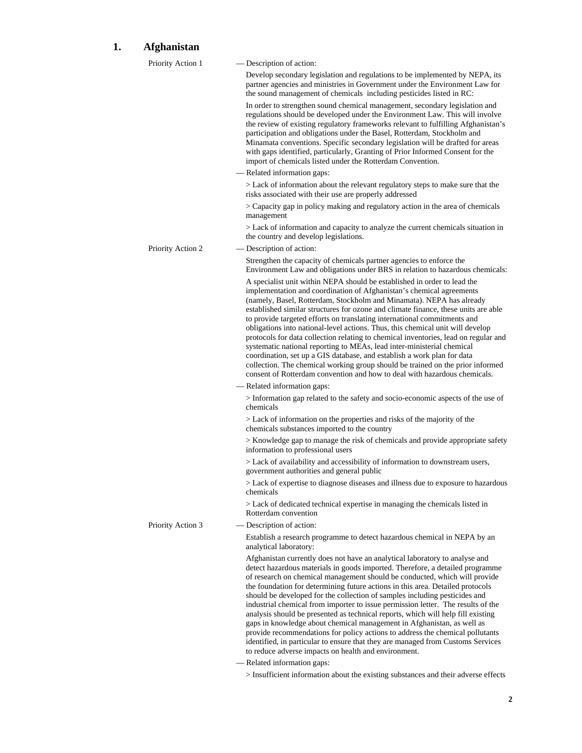## 1. Afghanistan

Priority Action 1

— Description of action:

Develop secondary legislation and regulations to be implemented by NEPA, its partner agencies and ministries in Government under the Environment Law for the sound management of chemicals including pesticides listed in RC:

In order to strengthen sound chemical management, secondary legislation and regulations should be developed under the Environment Law. This will involve the review of existing regulatory frameworks relevant to fulfilling Afghanistan's participation and obligations under the Basel, Rotterdam, Stockholm and Minamata conventions. Specific secondary legislation will be drafted for areas with gaps identified, particularly, Granting of Prior Informed Consent for the import of chemicals listed under the Rotterdam Convention.

— Related information gaps:

> Lack of information about the relevant regulatory steps to make sure that the risks associated with their use are properly addressed

> Capacity gap in policy making and regulatory action in the area of chemicals management

> Lack of information and capacity to analyze the current chemicals situation in the country and develop legislations.

Priority Action 2

— Description of action:

Strengthen the capacity of chemicals partner agencies to enforce the Environment Law and obligations under BRS in relation to hazardous chemicals:

A specialist unit within NEPA should be established in order to lead the implementation and coordination of Afghanistan's chemical agreements (namely, Basel, Rotterdam, Stockholm and Minamata). NEPA has already established similar structures for ozone and climate finance, these units are able to provide targeted efforts on translating international commitments and obligations into national-level actions. Thus, this chemical unit will develop protocols for data collection relating to chemical inventories, lead on regular and systematic national reporting to MEAs, lead inter-ministerial chemical coordination, set up a GIS database, and establish a work plan for data collection. The chemical working group should be trained on the prior informed consent of Rotterdam convention and how to deal with hazardous chemicals.

— Related information gaps:

> Information gap related to the safety and socio-economic aspects of the use of chemicals

> Lack of information on the properties and risks of the majority of the chemicals substances imported to the country

> Knowledge gap to manage the risk of chemicals and provide appropriate safety information to professional users

> Lack of availability and accessibility of information to downstream users, government authorities and general public

> Lack of expertise to diagnose diseases and illness due to exposure to hazardous chemicals

> Lack of dedicated technical expertise in managing the chemicals listed in Rotterdam convention

Priority Action 3

— Description of action:

Establish a research programme to detect hazardous chemical in NEPA by an analytical laboratory:

Afghanistan currently does not have an analytical laboratory to analyse and detect hazardous materials in goods imported. Therefore, a detailed programme of research on chemical management should be conducted, which will provide the foundation for determining future actions in this area. Detailed protocols should be developed for the collection of samples including pesticides and industrial chemical from importer to issue permission letter. The results of the analysis should be presented as technical reports, which will help fill existing gaps in knowledge about chemical management in Afghanistan, as well as provide recommendations for policy actions to address the chemical pollutants identified, in particular to ensure that they are managed from Customs Services to reduce adverse impacts on health and environment.

— Related information gaps:

> Insufficient information about the existing substances and their adverse effects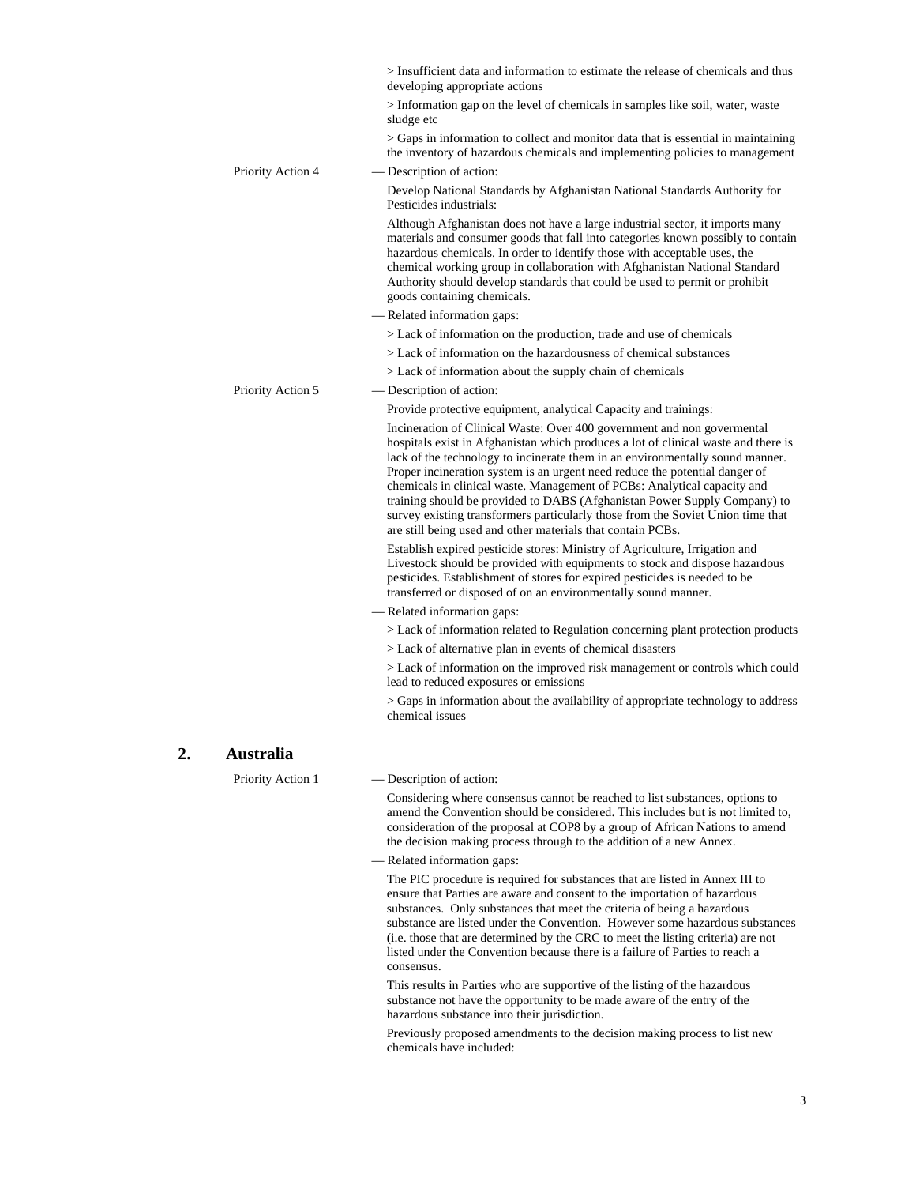> Insufficient data and information to estimate the release of chemicals and thus developing appropriate actions

> Information gap on the level of chemicals in samples like soil, water, waste sludge etc

> Gaps in information to collect and monitor data that is essential in maintaining the inventory of hazardous chemicals and implementing policies to management

Priority Action 4

— Description of action:

Develop National Standards by Afghanistan National Standards Authority for Pesticides industrials:

Although Afghanistan does not have a large industrial sector, it imports many materials and consumer goods that fall into categories known possibly to contain hazardous chemicals. In order to identify those with acceptable uses, the chemical working group in collaboration with Afghanistan National Standard Authority should develop standards that could be used to permit or prohibit goods containing chemicals.

— Related information gaps:

> Lack of information on the production, trade and use of chemicals

> Lack of information on the hazardousness of chemical substances

> Lack of information about the supply chain of chemicals

Priority Action 5

— Description of action:

Provide protective equipment, analytical Capacity and trainings:

Incineration of Clinical Waste: Over 400 government and non govermental hospitals exist in Afghanistan which produces a lot of clinical waste and there is lack of the technology to incinerate them in an environmentally sound manner. Proper incineration system is an urgent need reduce the potential danger of chemicals in clinical waste. Management of PCBs: Analytical capacity and training should be provided to DABS (Afghanistan Power Supply Company) to survey existing transformers particularly those from the Soviet Union time that are still being used and other materials that contain PCBs.

Establish expired pesticide stores: Ministry of Agriculture, Irrigation and Livestock should be provided with equipments to stock and dispose hazardous pesticides. Establishment of stores for expired pesticides is needed to be transferred or disposed of on an environmentally sound manner.

— Related information gaps:

> Lack of information related to Regulation concerning plant protection products

> Lack of alternative plan in events of chemical disasters

> Lack of information on the improved risk management or controls which could lead to reduced exposures or emissions

> Gaps in information about the availability of appropriate technology to address chemical issues

## 2. Australia

Priority Action 1

— Description of action:

Considering where consensus cannot be reached to list substances, options to amend the Convention should be considered. This includes but is not limited to, consideration of the proposal at COP8 by a group of African Nations to amend the decision making process through to the addition of a new Annex.

— Related information gaps:

The PIC procedure is required for substances that are listed in Annex III to ensure that Parties are aware and consent to the importation of hazardous substances. Only substances that meet the criteria of being a hazardous substance are listed under the Convention. However some hazardous substances (i.e. those that are determined by the CRC to meet the listing criteria) are not listed under the Convention because there is a failure of Parties to reach a consensus.

This results in Parties who are supportive of the listing of the hazardous substance not have the opportunity to be made aware of the entry of the hazardous substance into their jurisdiction.

Previously proposed amendments to the decision making process to list new chemicals have included: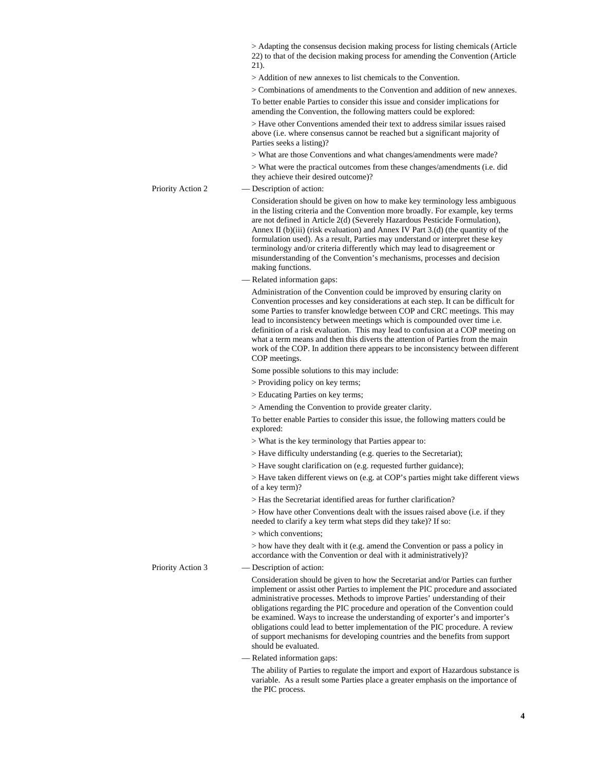> Adapting the consensus decision making process for listing chemicals (Article 22) to that of the decision making process for amending the Convention (Article 21).

> Addition of new annexes to list chemicals to the Convention.

> Combinations of amendments to the Convention and addition of new annexes.

To better enable Parties to consider this issue and consider implications for amending the Convention, the following matters could be explored:

> Have other Conventions amended their text to address similar issues raised above (i.e. where consensus cannot be reached but a significant majority of Parties seeks a listing)?

> What are those Conventions and what changes/amendments were made?

> What were the practical outcomes from these changes/amendments (i.e. did they achieve their desired outcome)?

Priority Action 2

— Description of action:

Consideration should be given on how to make key terminology less ambiguous in the listing criteria and the Convention more broadly. For example, key terms are not defined in Article 2(d) (Severely Hazardous Pesticide Formulation), Annex II (b)(iii) (risk evaluation) and Annex IV Part 3.(d) (the quantity of the formulation used). As a result, Parties may understand or interpret these key terminology and/or criteria differently which may lead to disagreement or misunderstanding of the Convention's mechanisms, processes and decision making functions.

— Related information gaps:

Administration of the Convention could be improved by ensuring clarity on Convention processes and key considerations at each step. It can be difficult for some Parties to transfer knowledge between COP and CRC meetings. This may lead to inconsistency between meetings which is compounded over time i.e. definition of a risk evaluation. This may lead to confusion at a COP meeting on what a term means and then this diverts the attention of Parties from the main work of the COP. In addition there appears to be inconsistency between different COP meetings.

Some possible solutions to this may include:

> Providing policy on key terms;

> Educating Parties on key terms;

> Amending the Convention to provide greater clarity.

To better enable Parties to consider this issue, the following matters could be explored:

> What is the key terminology that Parties appear to:

> Have difficulty understanding (e.g. queries to the Secretariat);

> Have sought clarification on (e.g. requested further guidance);

> Have taken different views on (e.g. at COP's parties might take different views of a key term)?

> Has the Secretariat identified areas for further clarification?

> How have other Conventions dealt with the issues raised above (i.e. if they needed to clarify a key term what steps did they take)? If so:

> which conventions;

> how have they dealt with it (e.g. amend the Convention or pass a policy in accordance with the Convention or deal with it administratively)?

Priority Action 3

— Description of action:

Consideration should be given to how the Secretariat and/or Parties can further implement or assist other Parties to implement the PIC procedure and associated administrative processes. Methods to improve Parties' understanding of their obligations regarding the PIC procedure and operation of the Convention could be examined. Ways to increase the understanding of exporter's and importer's obligations could lead to better implementation of the PIC procedure. A review of support mechanisms for developing countries and the benefits from support should be evaluated.

— Related information gaps:

The ability of Parties to regulate the import and export of Hazardous substance is variable. As a result some Parties place a greater emphasis on the importance of the PIC process.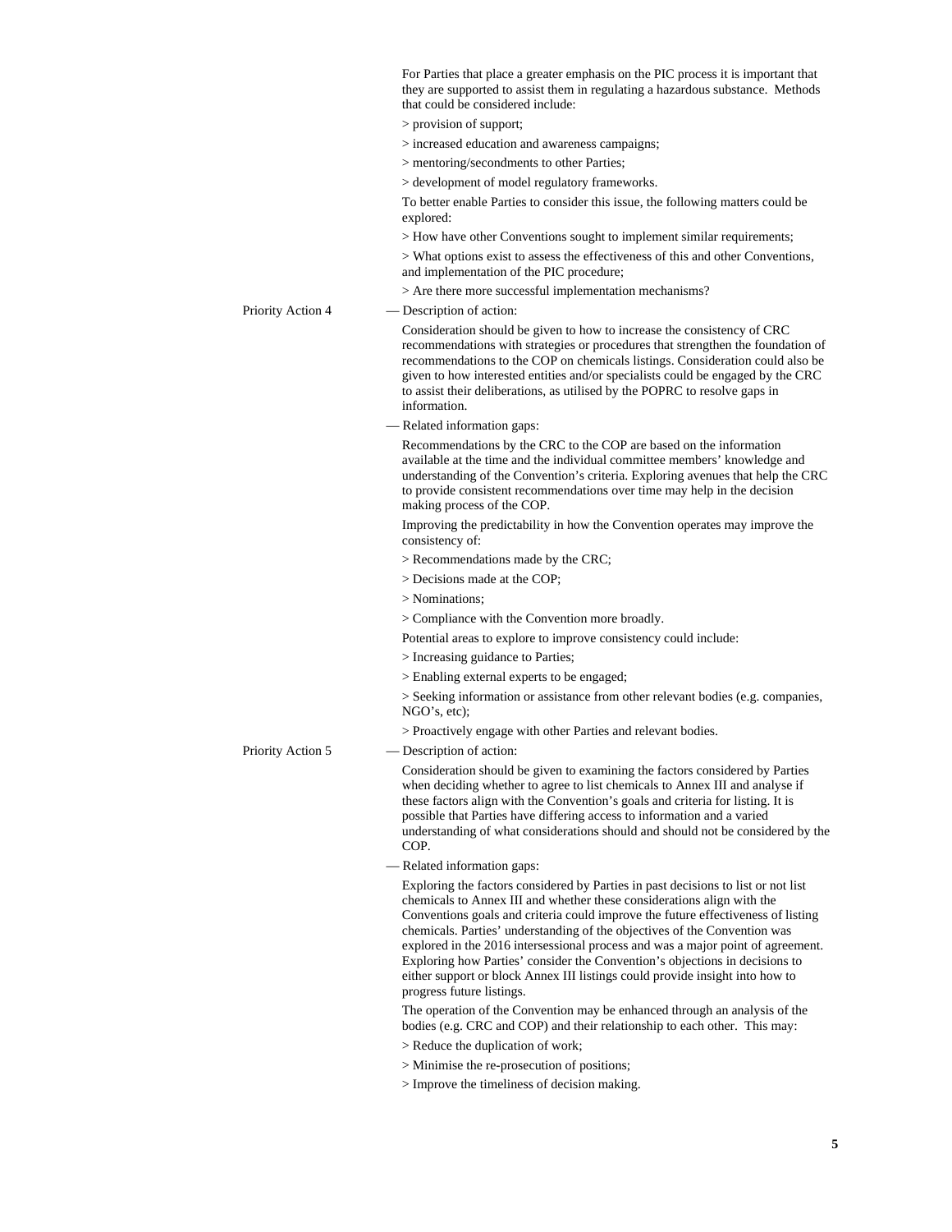For Parties that place a greater emphasis on the PIC process it is important that they are supported to assist them in regulating a hazardous substance. Methods that could be considered include:

> provision of support;

> increased education and awareness campaigns;

> mentoring/secondments to other Parties;

> development of model regulatory frameworks.

To better enable Parties to consider this issue, the following matters could be explored:

> How have other Conventions sought to implement similar requirements;

> What options exist to assess the effectiveness of this and other Conventions, and implementation of the PIC procedure;

> Are there more successful implementation mechanisms?

**Priority Action 4**

— Description of action:

Consideration should be given to how to increase the consistency of CRC recommendations with strategies or procedures that strengthen the foundation of recommendations to the COP on chemicals listings. Consideration could also be given to how interested entities and/or specialists could be engaged by the CRC to assist their deliberations, as utilised by the POPRC to resolve gaps in information.

— Related information gaps:

Recommendations by the CRC to the COP are based on the information available at the time and the individual committee members' knowledge and understanding of the Convention's criteria. Exploring avenues that help the CRC to provide consistent recommendations over time may help in the decision making process of the COP.

Improving the predictability in how the Convention operates may improve the consistency of:

> Recommendations made by the CRC;

> Decisions made at the COP;

> Nominations;

> Compliance with the Convention more broadly.

Potential areas to explore to improve consistency could include:

> Increasing guidance to Parties;

> Enabling external experts to be engaged;

> Seeking information or assistance from other relevant bodies (e.g. companies, NGO's, etc);

> Proactively engage with other Parties and relevant bodies.

**Priority Action 5**

— Description of action:

Consideration should be given to examining the factors considered by Parties when deciding whether to agree to list chemicals to Annex III and analyse if these factors align with the Convention's goals and criteria for listing. It is possible that Parties have differing access to information and a varied understanding of what considerations should and should not be considered by the COP.

— Related information gaps:

Exploring the factors considered by Parties in past decisions to list or not list chemicals to Annex III and whether these considerations align with the Conventions goals and criteria could improve the future effectiveness of listing chemicals. Parties' understanding of the objectives of the Convention was explored in the 2016 intersessional process and was a major point of agreement. Exploring how Parties' consider the Convention's objections in decisions to either support or block Annex III listings could provide insight into how to progress future listings.

The operation of the Convention may be enhanced through an analysis of the bodies (e.g. CRC and COP) and their relationship to each other. This may:

> Reduce the duplication of work;

> Minimise the re-prosecution of positions;

> Improve the timeliness of decision making.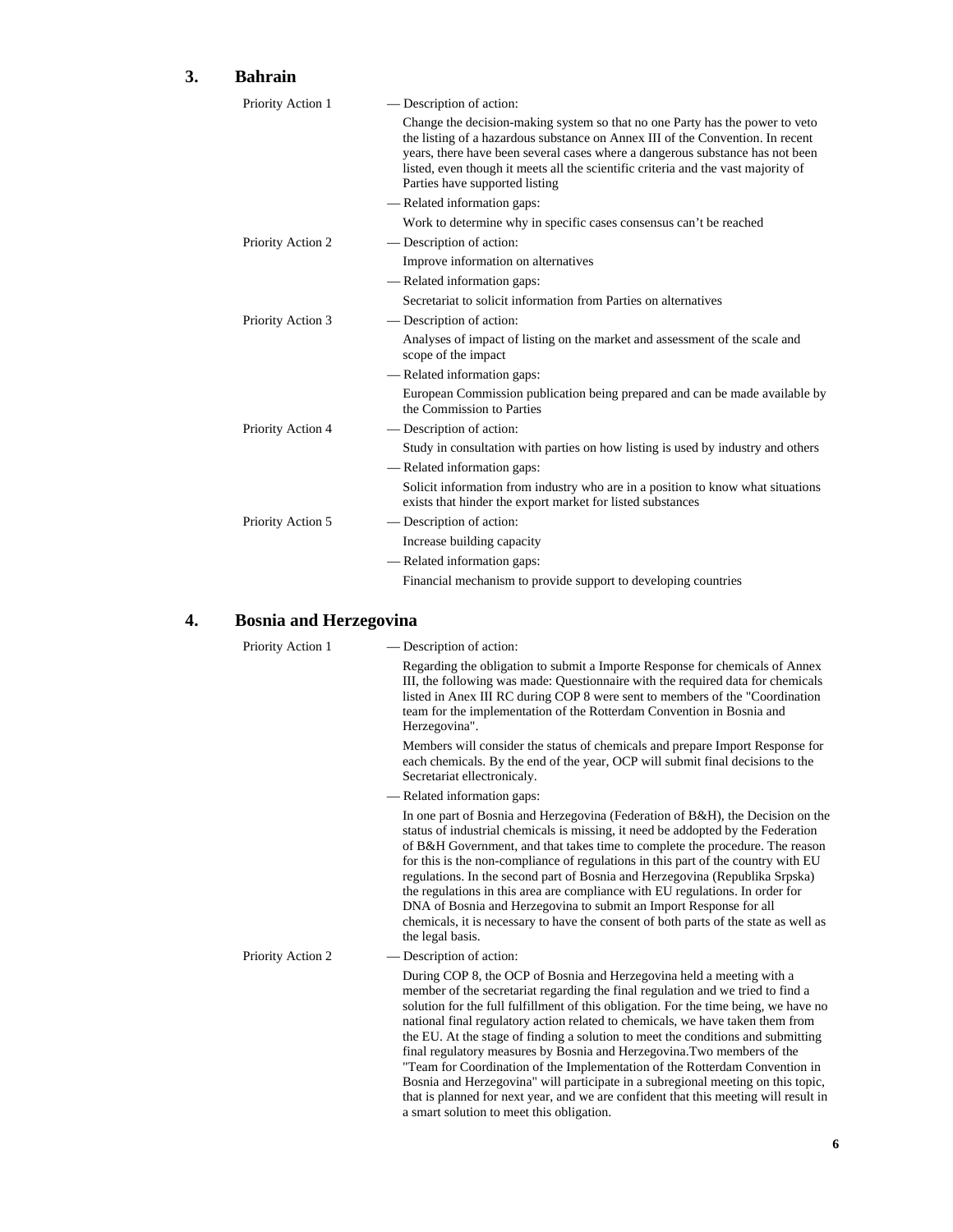## 3. Bahrain

Priority Action 1

— Description of action:

Change the decision-making system so that no one Party has the power to veto the listing of a hazardous substance on Annex III of the Convention. In recent years, there have been several cases where a dangerous substance has not been listed, even though it meets all the scientific criteria and the vast majority of Parties have supported listing

— Related information gaps:

Work to determine why in specific cases consensus can't be reached

Priority Action 2

— Description of action:

Improve information on alternatives

— Related information gaps:

Secretariat to solicit information from Parties on alternatives

Priority Action 3

— Description of action:

Analyses of impact of listing on the market and assessment of the scale and scope of the impact

— Related information gaps:

European Commission publication being prepared and can be made available by the Commission to Parties

Priority Action 4

— Description of action:

Study in consultation with parties on how listing is used by industry and others

— Related information gaps:

Solicit information from industry who are in a position to know what situations exists that hinder the export market for listed substances

Priority Action 5

— Description of action:

Increase building capacity

— Related information gaps:

Financial mechanism to provide support to developing countries

## 4. Bosnia and Herzegovina

Priority Action 1

— Description of action:

Regarding the obligation to submit a Importe Response for chemicals of Annex III, the following was made: Questionnaire with the required data for chemicals listed in Anex III RC during COP 8 were sent to members of the "Coordination team for the implementation of the Rotterdam Convention in Bosnia and Herzegovina".

Members will consider the status of chemicals and prepare Import Response for each chemicals. By the end of the year, OCP will submit final decisions to the Secretariat ellectronicaly.

— Related information gaps:

In one part of Bosnia and Herzegovina (Federation of B&H), the Decision on the status of industrial chemicals is missing, it need be addopted by the Federation of B&H Government, and that takes time to complete the procedure. The reason for this is the non-compliance of regulations in this part of the country with EU regulations. In the second part of Bosnia and Herzegovina (Republika Srpska) the regulations in this area are compliance with EU regulations. In order for DNA of Bosnia and Herzegovina to submit an Import Response for all chemicals, it is necessary to have the consent of both parts of the state as well as the legal basis.

Priority Action 2

— Description of action:

During COP 8, the OCP of Bosnia and Herzegovina held a meeting with a member of the secretariat regarding the final regulation and we tried to find a solution for the full fulfillment of this obligation. For the time being, we have no national final regulatory action related to chemicals, we have taken them from the EU. At the stage of finding a solution to meet the conditions and submitting final regulatory measures by Bosnia and Herzegovina.Two members of the "Team for Coordination of the Implementation of the Rotterdam Convention in Bosnia and Herzegovina" will participate in a subregional meeting on this topic, that is planned for next year, and we are confident that this meeting will result in a smart solution to meet this obligation.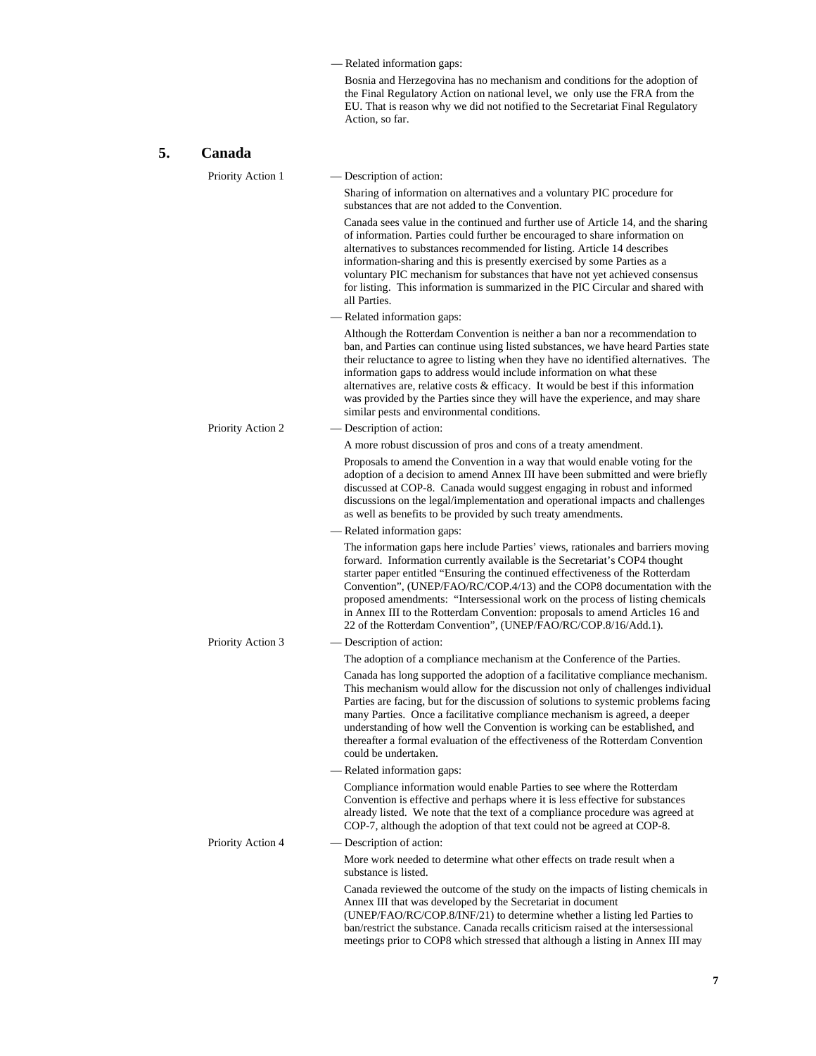— Related information gaps:

Bosnia and Herzegovina has no mechanism and conditions for the adoption of the Final Regulatory Action on national level, we only use the FRA from the EU. That is reason why we did not notified to the Secretariat Final Regulatory Action, so far.

## 5. Canada

**Priority Action 1**

— Description of action:

Sharing of information on alternatives and a voluntary PIC procedure for substances that are not added to the Convention.

Canada sees value in the continued and further use of Article 14, and the sharing of information. Parties could further be encouraged to share information on alternatives to substances recommended for listing. Article 14 describes information-sharing and this is presently exercised by some Parties as a voluntary PIC mechanism for substances that have not yet achieved consensus for listing. This information is summarized in the PIC Circular and shared with all Parties.

— Related information gaps:

Although the Rotterdam Convention is neither a ban nor a recommendation to ban, and Parties can continue using listed substances, we have heard Parties state their reluctance to agree to listing when they have no identified alternatives. The information gaps to address would include information on what these alternatives are, relative costs & efficacy. It would be best if this information was provided by the Parties since they will have the experience, and may share similar pests and environmental conditions.

**Priority Action 2**

— Description of action:

A more robust discussion of pros and cons of a treaty amendment.

Proposals to amend the Convention in a way that would enable voting for the adoption of a decision to amend Annex III have been submitted and were briefly discussed at COP-8. Canada would suggest engaging in robust and informed discussions on the legal/implementation and operational impacts and challenges as well as benefits to be provided by such treaty amendments.

— Related information gaps:

The information gaps here include Parties' views, rationales and barriers moving forward. Information currently available is the Secretariat's COP4 thought starter paper entitled "Ensuring the continued effectiveness of the Rotterdam Convention", (UNEP/FAO/RC/COP.4/13) and the COP8 documentation with the proposed amendments: "Intersessional work on the process of listing chemicals in Annex III to the Rotterdam Convention: proposals to amend Articles 16 and 22 of the Rotterdam Convention", (UNEP/FAO/RC/COP.8/16/Add.1).

**Priority Action 3**

— Description of action:

The adoption of a compliance mechanism at the Conference of the Parties.

Canada has long supported the adoption of a facilitative compliance mechanism. This mechanism would allow for the discussion not only of challenges individual Parties are facing, but for the discussion of solutions to systemic problems facing many Parties. Once a facilitative compliance mechanism is agreed, a deeper understanding of how well the Convention is working can be established, and thereafter a formal evaluation of the effectiveness of the Rotterdam Convention could be undertaken.

— Related information gaps:

Compliance information would enable Parties to see where the Rotterdam Convention is effective and perhaps where it is less effective for substances already listed. We note that the text of a compliance procedure was agreed at COP-7, although the adoption of that text could not be agreed at COP-8.

**Priority Action 4**

— Description of action:

More work needed to determine what other effects on trade result when a substance is listed.

Canada reviewed the outcome of the study on the impacts of listing chemicals in Annex III that was developed by the Secretariat in document (UNEP/FAO/RC/COP.8/INF/21) to determine whether a listing led Parties to ban/restrict the substance. Canada recalls criticism raised at the intersessional meetings prior to COP8 which stressed that although a listing in Annex III may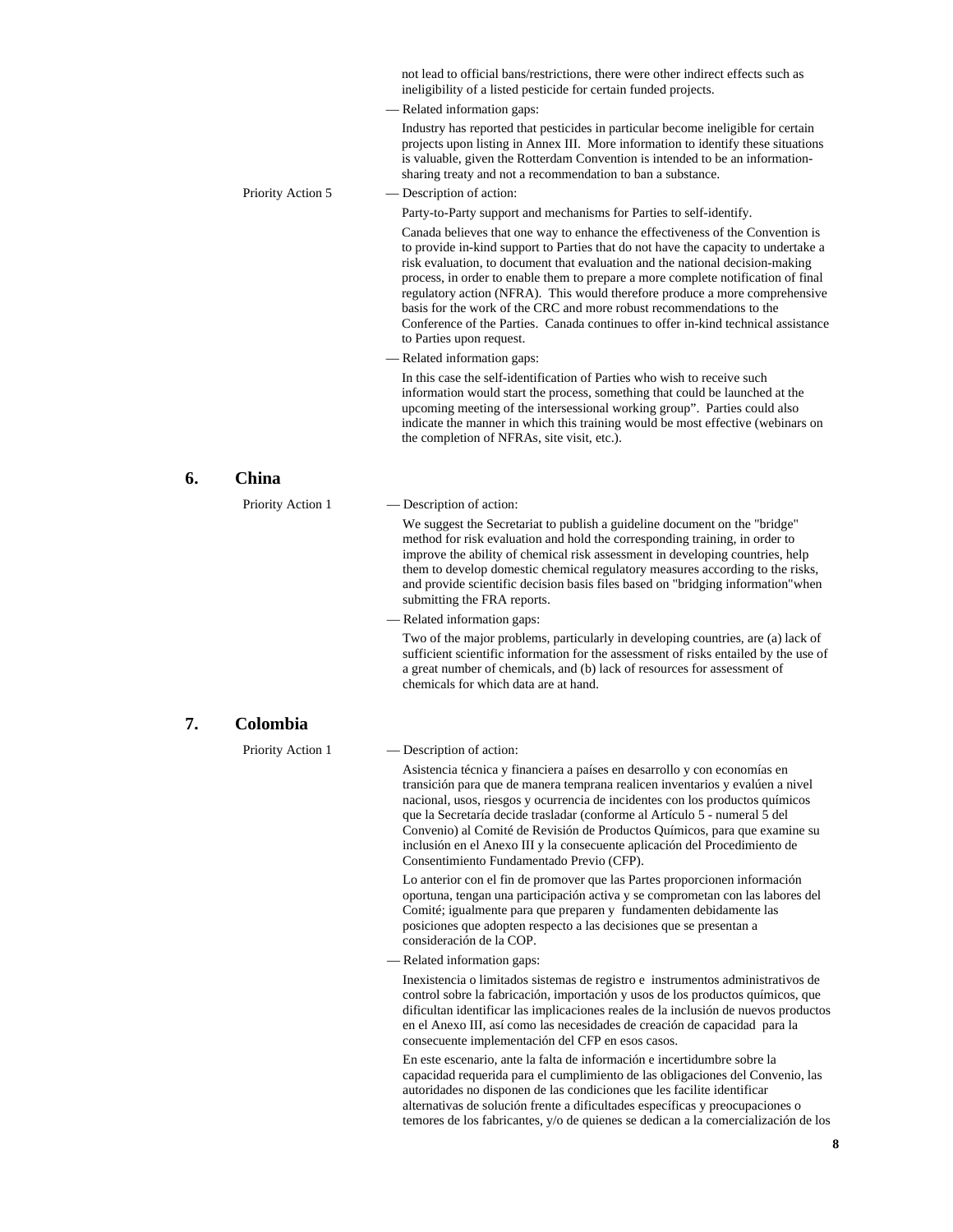not lead to official bans/restrictions, there were other indirect effects such as ineligibility of a listed pesticide for certain funded projects.

— Related information gaps:

Industry has reported that pesticides in particular become ineligible for certain projects upon listing in Annex III. More information to identify these situations is valuable, given the Rotterdam Convention is intended to be an information-sharing treaty and not a recommendation to ban a substance.

Priority Action 5

— Description of action:

Party-to-Party support and mechanisms for Parties to self-identify.

Canada believes that one way to enhance the effectiveness of the Convention is to provide in-kind support to Parties that do not have the capacity to undertake a risk evaluation, to document that evaluation and the national decision-making process, in order to enable them to prepare a more complete notification of final regulatory action (NFRA). This would therefore produce a more comprehensive basis for the work of the CRC and more robust recommendations to the Conference of the Parties. Canada continues to offer in-kind technical assistance to Parties upon request.

— Related information gaps:

In this case the self-identification of Parties who wish to receive such information would start the process, something that could be launched at the upcoming meeting of the intersessional working group". Parties could also indicate the manner in which this training would be most effective (webinars on the completion of NFRAs, site visit, etc.).

## 6. China

Priority Action 1

— Description of action:

We suggest the Secretariat to publish a guideline document on the "bridge" method for risk evaluation and hold the corresponding training, in order to improve the ability of chemical risk assessment in developing countries, help them to develop domestic chemical regulatory measures according to the risks, and provide scientific decision basis files based on "bridging information"when submitting the FRA reports.

— Related information gaps:

Two of the major problems, particularly in developing countries, are (a) lack of sufficient scientific information for the assessment of risks entailed by the use of a great number of chemicals, and (b) lack of resources for assessment of chemicals for which data are at hand.

## 7. Colombia

Priority Action 1

— Description of action:

Asistencia técnica y financiera a países en desarrollo y con economías en transición para que de manera temprana realicen inventarios y evalúen a nivel nacional, usos, riesgos y ocurrencia de incidentes con los productos químicos que la Secretaría decide trasladar (conforme al Artículo 5 - numeral 5 del Convenio) al Comité de Revisión de Productos Químicos, para que examine su inclusión en el Anexo III y la consecuente aplicación del Procedimiento de Consentimiento Fundamentado Previo (CFP).

Lo anterior con el fin de promover que las Partes proporcionen información oportuna, tengan una participación activa y se comprometan con las labores del Comité; igualmente para que preparen y fundamenten debidamente las posiciones que adopten respecto a las decisiones que se presentan a consideración de la COP.

— Related information gaps:

Inexistencia o limitados sistemas de registro e instrumentos administrativos de control sobre la fabricación, importación y usos de los productos químicos, que dificultan identificar las implicaciones reales de la inclusión de nuevos productos en el Anexo III, así como las necesidades de creación de capacidad para la consecuente implementación del CFP en esos casos.

En este escenario, ante la falta de información e incertidumbre sobre la capacidad requerida para el cumplimiento de las obligaciones del Convenio, las autoridades no disponen de las condiciones que les facilite identificar alternativas de solución frente a dificultades específicas y preocupaciones o temores de los fabricantes, y/o de quienes se dedican a la comercialización de los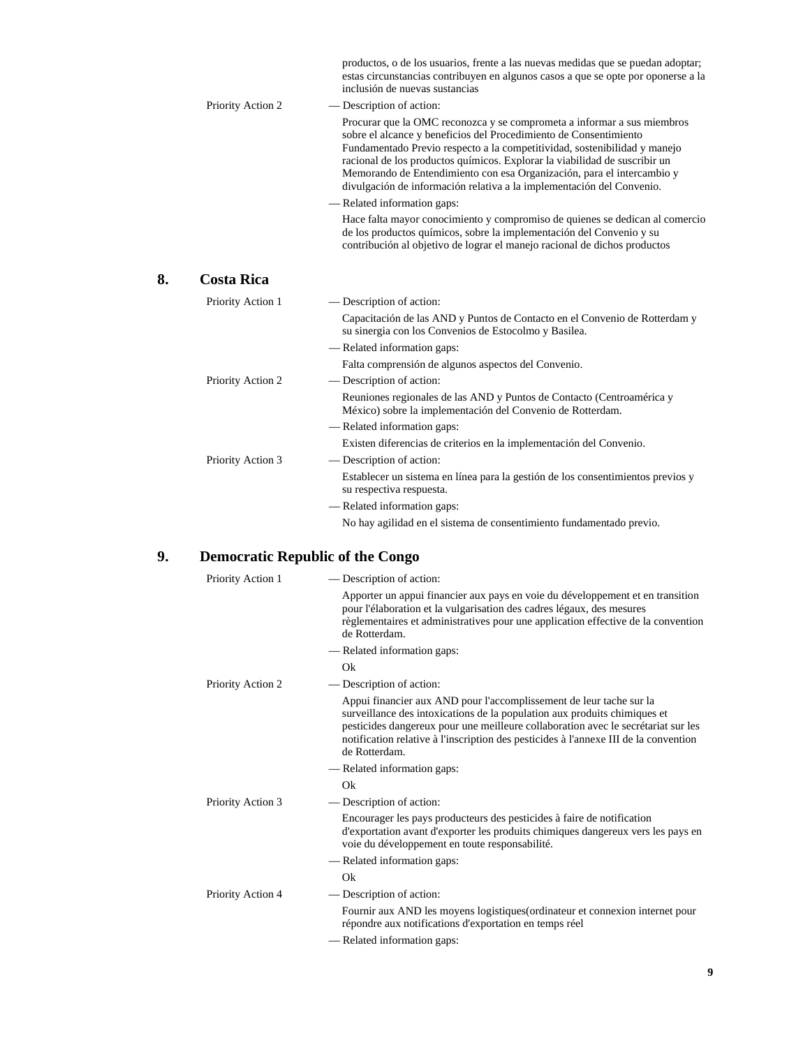productos, o de los usuarios, frente a las nuevas medidas que se puedan adoptar; estas circunstancias contribuyen en algunos casos a que se opte por oponerse a la inclusión de nuevas sustancias

Priority Action 2

— Description of action:

Procurar que la OMC reconozca y se comprometa a informar a sus miembros sobre el alcance y beneficios del Procedimiento de Consentimiento Fundamentado Previo respecto a la competitividad, sostenibilidad y manejo racional de los productos químicos. Explorar la viabilidad de suscribir un Memorando de Entendimiento con esa Organización, para el intercambio y divulgación de información relativa a la implementación del Convenio.

— Related information gaps:

Hace falta mayor conocimiento y compromiso de quienes se dedican al comercio de los productos químicos, sobre la implementación del Convenio y su contribución al objetivo de lograr el manejo racional de dichos productos

## 8. Costa Rica

Priority Action 1

— Description of action:

Capacitación de las AND y Puntos de Contacto en el Convenio de Rotterdam y su sinergia con los Convenios de Estocolmo y Basilea.

— Related information gaps:

Falta comprensión de algunos aspectos del Convenio.

Priority Action 2

— Description of action:

Reuniones regionales de las AND y Puntos de Contacto (Centroamérica y México) sobre la implementación del Convenio de Rotterdam.

— Related information gaps:

Existen diferencias de criterios en la implementación del Convenio.

Priority Action 3

— Description of action:

Establecer un sistema en línea para la gestión de los consentimientos previos y su respectiva respuesta.

— Related information gaps:

No hay agilidad en el sistema de consentimiento fundamentado previo.

## 9. Democratic Republic of the Congo

Priority Action 1

— Description of action:

Apporter un appui financier aux pays en voie du développement et en transition pour l'élaboration et la vulgarisation des cadres légaux, des mesures règlementaires et administratives pour une application effective de la convention de Rotterdam.

— Related information gaps:

Ok

Priority Action 2

— Description of action:

Appui financier aux AND pour l'accomplissement de leur tache sur la surveillance des intoxications de la population aux produits chimiques et pesticides dangereux pour une meilleure collaboration avec le secrétariat sur les notification relative à l'inscription des pesticides à l'annexe III de la convention de Rotterdam.

— Related information gaps:

Ok

Priority Action 3

— Description of action:

Encourager les pays producteurs des pesticides à faire de notification d'exportation avant d'exporter les produits chimiques dangereux vers les pays en voie du développement en toute responsabilité.

— Related information gaps:

Ok

Priority Action 4

— Description of action:

Fournir aux AND les moyens logistiques(ordinateur et connexion internet pour répondre aux notifications d'exportation en temps réel

— Related information gaps: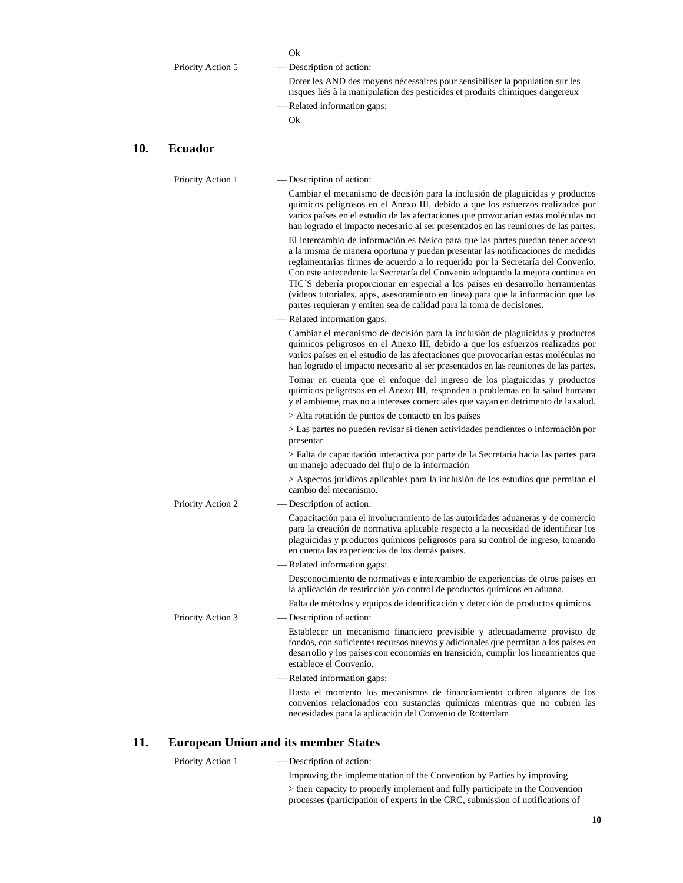Ok

Priority Action 5

— Description of action:

Doter les AND des moyens nécessaires pour sensibiliser la population sur les risques liés à la manipulation des pesticides et produits chimiques dangereux

— Related information gaps:

Ok

## 10. Ecuador

Priority Action 1

— Description of action:

Cambiar el mecanismo de decisión para la inclusión de plaguicidas y productos químicos peligrosos en el Anexo III, debido a que los esfuerzos realizados por varios países en el estudio de las afectaciones que provocarían estas moléculas no han logrado el impacto necesario al ser presentados en las reuniones de las partes.

El intercambio de información es básico para que las partes puedan tener acceso a la misma de manera oportuna y puedan presentar las notificaciones de medidas reglamentarias firmes de acuerdo a lo requerido por la Secretaría del Convenio. Con este antecedente la Secretaría del Convenio adoptando la mejora continua en TIC´S debería proporcionar en especial a los países en desarrollo herramientas (videos tutoriales, apps, asesoramiento en línea) para que la información que las partes requieran y emiten sea de calidad para la toma de decisiones.

— Related information gaps:

Cambiar el mecanismo de decisión para la inclusión de plaguicidas y productos químicos peligrosos en el Anexo III, debido a que los esfuerzos realizados por varios países en el estudio de las afectaciones que provocarían estas moléculas no han logrado el impacto necesario al ser presentados en las reuniones de las partes.

Tomar en cuenta que el enfoque del ingreso de los plaguicidas y productos químicos peligrosos en el Anexo III, responden a problemas en la salud humano y el ambiente, mas no a intereses comerciales que vayan en detrimento de la salud.

> Alta rotación de puntos de contacto en los países

> Las partes no pueden revisar si tienen actividades pendientes o información por presentar

> Falta de capacitación interactiva por parte de la Secretaria hacia las partes para un manejo adecuado del flujo de la información

> Aspectos jurídicos aplicables para la inclusión de los estudios que permitan el cambio del mecanismo.

Priority Action 2

— Description of action:

Capacitación para el involucramiento de las autoridades aduaneras y de comercio para la creación de normativa aplicable respecto a la necesidad de identificar los plaguicidas y productos químicos peligrosos para su control de ingreso, tomando en cuenta las experiencias de los demás países.

— Related information gaps:

Desconocimiento de normativas e intercambio de experiencias de otros países en la aplicación de restricción y/o control de productos químicos en aduana.

Falta de métodos y equipos de identificación y detección de productos químicos.

Priority Action 3

— Description of action:

Establecer un mecanismo financiero previsible y adecuadamente provisto de fondos, con suficientes recursos nuevos y adicionales que permitan a los países en desarrollo y los países con economías en transición, cumplir los lineamientos que establece el Convenio.

— Related information gaps:

Hasta el momento los mecanismos de financiamiento cubren algunos de los convenios relacionados con sustancias químicas mientras que no cubren las necesidades para la aplicación del Convenio de Rotterdam

## 11. European Union and its member States

Priority Action 1

— Description of action:

Improving the implementation of the Convention by Parties by improving

> their capacity to properly implement and fully participate in the Convention processes (participation of experts in the CRC, submission of notifications of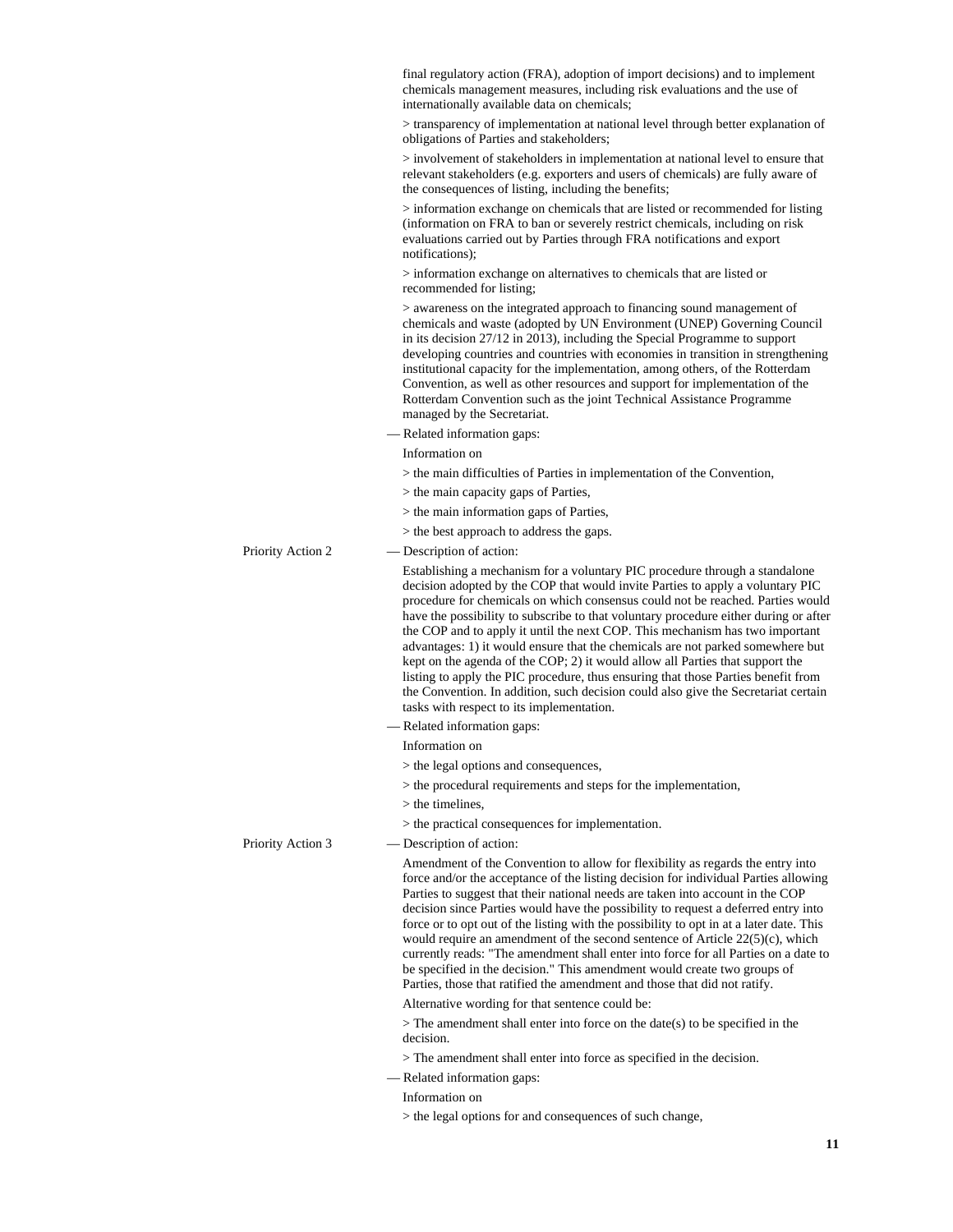final regulatory action (FRA), adoption of import decisions) and to implement chemicals management measures, including risk evaluations and the use of internationally available data on chemicals;

> transparency of implementation at national level through better explanation of obligations of Parties and stakeholders;

> involvement of stakeholders in implementation at national level to ensure that relevant stakeholders (e.g. exporters and users of chemicals) are fully aware of the consequences of listing, including the benefits;

> information exchange on chemicals that are listed or recommended for listing (information on FRA to ban or severely restrict chemicals, including on risk evaluations carried out by Parties through FRA notifications and export notifications);

> information exchange on alternatives to chemicals that are listed or recommended for listing;

> awareness on the integrated approach to financing sound management of chemicals and waste (adopted by UN Environment (UNEP) Governing Council in its decision 27/12 in 2013), including the Special Programme to support developing countries and countries with economies in transition in strengthening institutional capacity for the implementation, among others, of the Rotterdam Convention, as well as other resources and support for implementation of the Rotterdam Convention such as the joint Technical Assistance Programme managed by the Secretariat.

— Related information gaps:

Information on

> the main difficulties of Parties in implementation of the Convention,

> the main capacity gaps of Parties,

> the main information gaps of Parties,

> the best approach to address the gaps.

**Priority Action 2**

— Description of action:

Establishing a mechanism for a voluntary PIC procedure through a standalone decision adopted by the COP that would invite Parties to apply a voluntary PIC procedure for chemicals on which consensus could not be reached. Parties would have the possibility to subscribe to that voluntary procedure either during or after the COP and to apply it until the next COP. This mechanism has two important advantages: 1) it would ensure that the chemicals are not parked somewhere but kept on the agenda of the COP; 2) it would allow all Parties that support the listing to apply the PIC procedure, thus ensuring that those Parties benefit from the Convention. In addition, such decision could also give the Secretariat certain tasks with respect to its implementation.

— Related information gaps:

Information on

> the legal options and consequences,

> the procedural requirements and steps for the implementation,

> the timelines,

> the practical consequences for implementation.

**Priority Action 3**

— Description of action:

Amendment of the Convention to allow for flexibility as regards the entry into force and/or the acceptance of the listing decision for individual Parties allowing Parties to suggest that their national needs are taken into account in the COP decision since Parties would have the possibility to request a deferred entry into force or to opt out of the listing with the possibility to opt in at a later date. This would require an amendment of the second sentence of Article 22(5)(c), which currently reads: "The amendment shall enter into force for all Parties on a date to be specified in the decision." This amendment would create two groups of Parties, those that ratified the amendment and those that did not ratify.

Alternative wording for that sentence could be:

> The amendment shall enter into force on the date(s) to be specified in the decision.

> The amendment shall enter into force as specified in the decision.

— Related information gaps:

Information on

> the legal options for and consequences of such change,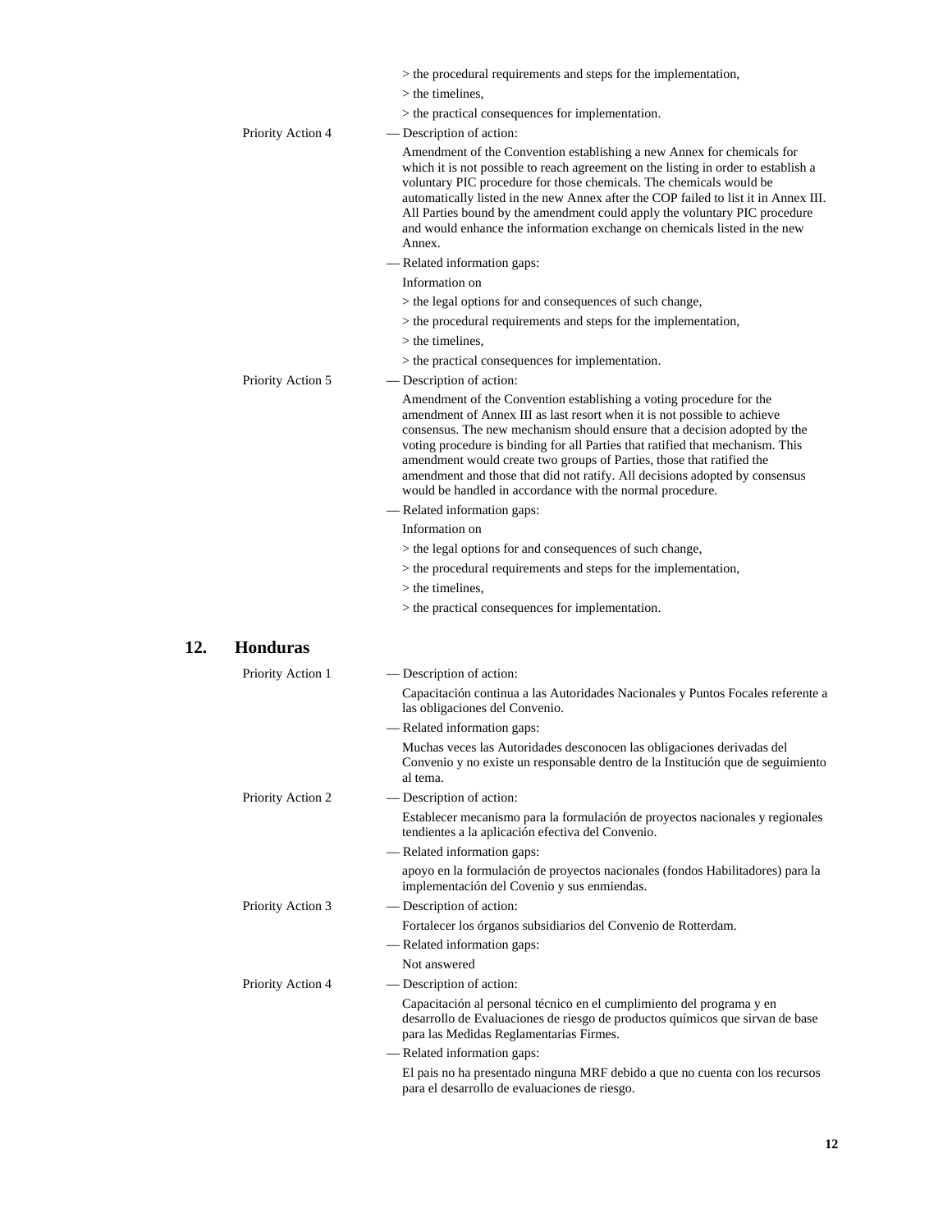> the procedural requirements and steps for the implementation,

> the timelines,

> the practical consequences for implementation.

Priority Action 4

— Description of action:

Amendment of the Convention establishing a new Annex for chemicals for which it is not possible to reach agreement on the listing in order to establish a voluntary PIC procedure for those chemicals. The chemicals would be automatically listed in the new Annex after the COP failed to list it in Annex III. All Parties bound by the amendment could apply the voluntary PIC procedure and would enhance the information exchange on chemicals listed in the new Annex.

— Related information gaps:

Information on

> the legal options for and consequences of such change,

> the procedural requirements and steps for the implementation,

> the timelines,

> the practical consequences for implementation.

Priority Action 5

— Description of action:

Amendment of the Convention establishing a voting procedure for the amendment of Annex III as last resort when it is not possible to achieve consensus. The new mechanism should ensure that a decision adopted by the voting procedure is binding for all Parties that ratified that mechanism. This amendment would create two groups of Parties, those that ratified the amendment and those that did not ratify. All decisions adopted by consensus would be handled in accordance with the normal procedure.

— Related information gaps:

Information on

> the legal options for and consequences of such change,

> the procedural requirements and steps for the implementation,

> the timelines,

> the practical consequences for implementation.

## 12. Honduras

Priority Action 1

— Description of action:

Capacitación continua a las Autoridades Nacionales y Puntos Focales referente a las obligaciones del Convenio.

— Related information gaps:

Muchas veces las Autoridades desconocen las obligaciones derivadas del Convenio y no existe un responsable dentro de la Institución que de seguimiento al tema.

Priority Action 2

— Description of action:

Establecer mecanismo para la formulación de proyectos nacionales y regionales tendientes a la aplicación efectiva del Convenio.

— Related information gaps:

apoyo en la formulación de proyectos nacionales (fondos Habilitadores) para la implementación del Covenio y sus enmiendas.

Priority Action 3

— Description of action:

Fortalecer los órganos subsidiarios del Convenio de Rotterdam.

— Related information gaps:

Not answered

Priority Action 4

— Description of action:

Capacitación al personal técnico en el cumplimiento del programa y en desarrollo de Evaluaciones de riesgo de productos químicos que sirvan de base para las Medidas Reglamentarias Firmes.

— Related information gaps:

El pais no ha presentado ninguna MRF debido a que no cuenta con los recursos para el desarrollo de evaluaciones de riesgo.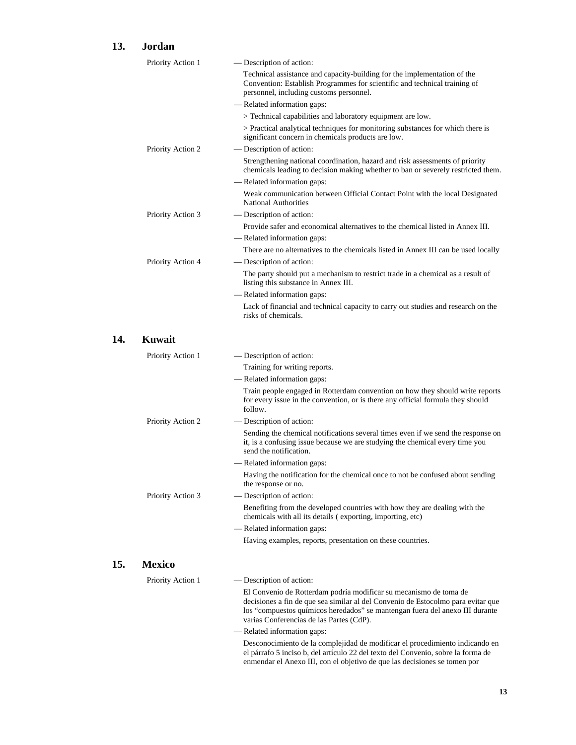## 13. Jordan

Priority Action 1

— Description of action:

Technical assistance and capacity-building for the implementation of the Convention: Establish Programmes for scientific and technical training of personnel, including customs personnel.

— Related information gaps:

> Technical capabilities and laboratory equipment are low.

> Practical analytical techniques for monitoring substances for which there is significant concern in chemicals products are low.

Priority Action 2

— Description of action:

Strengthening national coordination, hazard and risk assessments of priority chemicals leading to decision making whether to ban or severely restricted them.

— Related information gaps:

Weak communication between Official Contact Point with the local Designated National Authorities

Priority Action 3

— Description of action:

Provide safer and economical alternatives to the chemical listed in Annex III.

— Related information gaps:

There are no alternatives to the chemicals listed in Annex III can be used locally

Priority Action 4

— Description of action:

The party should put a mechanism to restrict trade in a chemical as a result of listing this substance in Annex III.

— Related information gaps:

Lack of financial and technical capacity to carry out studies and research on the risks of chemicals.

## 14. Kuwait

Priority Action 1

— Description of action:

Training for writing reports.

— Related information gaps:

Train people engaged in Rotterdam convention on how they should write reports for every issue in the convention, or is there any official formula they should follow.

Priority Action 2

— Description of action:

Sending the chemical notifications several times even if we send the response on it, is a confusing issue because we are studying the chemical every time you send the notification.

— Related information gaps:

Having the notification for the chemical once to not be confused about sending the response or no.

Priority Action 3

— Description of action:

Benefiting from the developed countries with how they are dealing with the chemicals with all its details ( exporting, importing, etc)

— Related information gaps:

Having examples, reports, presentation on these countries.

## 15. Mexico

Priority Action 1

— Description of action:

El Convenio de Rotterdam podría modificar su mecanismo de toma de decisiones a fin de que sea similar al del Convenio de Estocolmo para evitar que los "compuestos químicos heredados" se mantengan fuera del anexo III durante varias Conferencias de las Partes (CdP).

— Related information gaps:

Desconocimiento de la complejidad de modificar el procedimiento indicando en el párrafo 5 inciso b, del artículo 22 del texto del Convenio, sobre la forma de enmendar el Anexo III, con el objetivo de que las decisiones se tomen por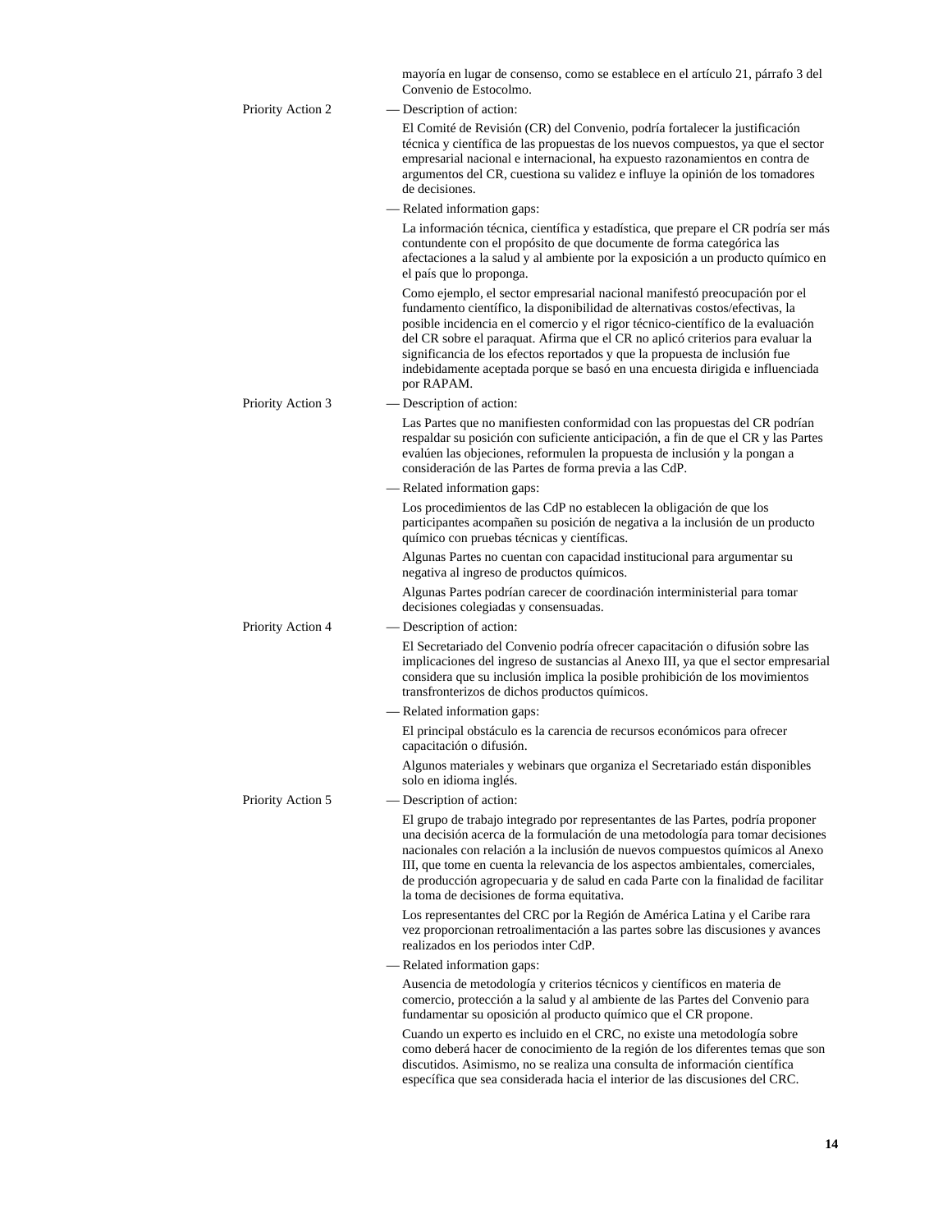mayoría en lugar de consenso, como se establece en el artículo 21, párrafo 3 del Convenio de Estocolmo.

**Priority Action 2**

— Description of action:

El Comité de Revisión (CR) del Convenio, podría fortalecer la justificación técnica y científica de las propuestas de los nuevos compuestos, ya que el sector empresarial nacional e internacional, ha expuesto razonamientos en contra de argumentos del CR, cuestiona su validez e influye la opinión de los tomadores de decisiones.

— Related information gaps:

La información técnica, científica y estadística, que prepare el CR podría ser más contundente con el propósito de que documente de forma categórica las afectaciones a la salud y al ambiente por la exposición a un producto químico en el país que lo proponga.

Como ejemplo, el sector empresarial nacional manifestó preocupación por el fundamento científico, la disponibilidad de alternativas costos/efectivas, la posible incidencia en el comercio y el rigor técnico-científico de la evaluación del CR sobre el paraquat. Afirma que el CR no aplicó criterios para evaluar la significancia de los efectos reportados y que la propuesta de inclusión fue indebidamente aceptada porque se basó en una encuesta dirigida e influenciada por RAPAM.

**Priority Action 3**

— Description of action:

Las Partes que no manifiesten conformidad con las propuestas del CR podrían respaldar su posición con suficiente anticipación, a fin de que el CR y las Partes evalúen las objeciones, reformulen la propuesta de inclusión y la pongan a consideración de las Partes de forma previa a las CdP.

— Related information gaps:

Los procedimientos de las CdP no establecen la obligación de que los participantes acompañen su posición de negativa a la inclusión de un producto químico con pruebas técnicas y científicas.

Algunas Partes no cuentan con capacidad institucional para argumentar su negativa al ingreso de productos químicos.

Algunas Partes podrían carecer de coordinación interministerial para tomar decisiones colegiadas y consensuadas.

**Priority Action 4**

— Description of action:

El Secretariado del Convenio podría ofrecer capacitación o difusión sobre las implicaciones del ingreso de sustancias al Anexo III, ya que el sector empresarial considera que su inclusión implica la posible prohibición de los movimientos transfronterizos de dichos productos químicos.

— Related information gaps:

El principal obstáculo es la carencia de recursos económicos para ofrecer capacitación o difusión.

Algunos materiales y webinars que organiza el Secretariado están disponibles solo en idioma inglés.

**Priority Action 5**

— Description of action:

El grupo de trabajo integrado por representantes de las Partes, podría proponer una decisión acerca de la formulación de una metodología para tomar decisiones nacionales con relación a la inclusión de nuevos compuestos químicos al Anexo III, que tome en cuenta la relevancia de los aspectos ambientales, comerciales, de producción agropecuaria y de salud en cada Parte con la finalidad de facilitar la toma de decisiones de forma equitativa.

Los representantes del CRC por la Región de América Latina y el Caribe rara vez proporcionan retroalimentación a las partes sobre las discusiones y avances realizados en los periodos inter CdP.

— Related information gaps:

Ausencia de metodología y criterios técnicos y científicos en materia de comercio, protección a la salud y al ambiente de las Partes del Convenio para fundamentar su oposición al producto químico que el CR propone.

Cuando un experto es incluido en el CRC, no existe una metodología sobre como deberá hacer de conocimiento de la región de los diferentes temas que son discutidos. Asimismo, no se realiza una consulta de información científica específica que sea considerada hacia el interior de las discusiones del CRC.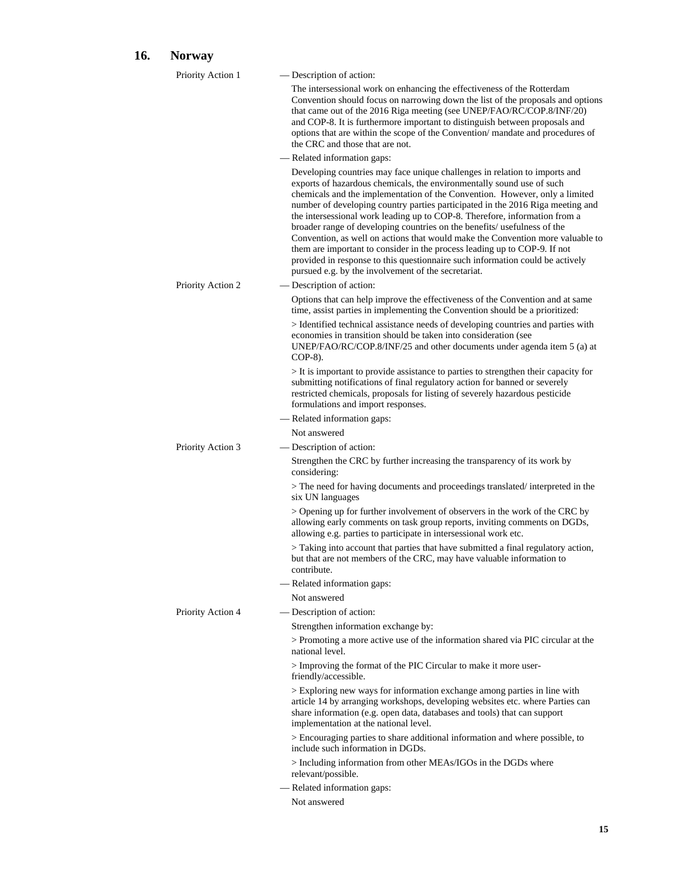## 16. Norway

Priority Action 1

— Description of action:

The intersessional work on enhancing the effectiveness of the Rotterdam Convention should focus on narrowing down the list of the proposals and options that came out of the 2016 Riga meeting (see UNEP/FAO/RC/COP.8/INF/20) and COP-8. It is furthermore important to distinguish between proposals and options that are within the scope of the Convention/ mandate and procedures of the CRC and those that are not.

— Related information gaps:

Developing countries may face unique challenges in relation to imports and exports of hazardous chemicals, the environmentally sound use of such chemicals and the implementation of the Convention. However, only a limited number of developing country parties participated in the 2016 Riga meeting and the intersessional work leading up to COP-8. Therefore, information from a broader range of developing countries on the benefits/ usefulness of the Convention, as well on actions that would make the Convention more valuable to them are important to consider in the process leading up to COP-9. If not provided in response to this questionnaire such information could be actively pursued e.g. by the involvement of the secretariat.

Priority Action 2

— Description of action:

Options that can help improve the effectiveness of the Convention and at same time, assist parties in implementing the Convention should be a prioritized:

> Identified technical assistance needs of developing countries and parties with economies in transition should be taken into consideration (see UNEP/FAO/RC/COP.8/INF/25 and other documents under agenda item 5 (a) at COP-8).

> It is important to provide assistance to parties to strengthen their capacity for submitting notifications of final regulatory action for banned or severely restricted chemicals, proposals for listing of severely hazardous pesticide formulations and import responses.

— Related information gaps:

Not answered

Priority Action 3

— Description of action:

Strengthen the CRC by further increasing the transparency of its work by considering:

> The need for having documents and proceedings translated/ interpreted in the six UN languages

> Opening up for further involvement of observers in the work of the CRC by allowing early comments on task group reports, inviting comments on DGDs, allowing e.g. parties to participate in intersessional work etc.

> Taking into account that parties that have submitted a final regulatory action, but that are not members of the CRC, may have valuable information to contribute.

— Related information gaps:

Not answered

Priority Action 4

— Description of action:

Strengthen information exchange by:

> Promoting a more active use of the information shared via PIC circular at the national level.

> Improving the format of the PIC Circular to make it more user-friendly/accessible.

> Exploring new ways for information exchange among parties in line with article 14 by arranging workshops, developing websites etc. where Parties can share information (e.g. open data, databases and tools) that can support implementation at the national level.

> Encouraging parties to share additional information and where possible, to include such information in DGDs.

> Including information from other MEAs/IGOs in the DGDs where relevant/possible.

— Related information gaps:

Not answered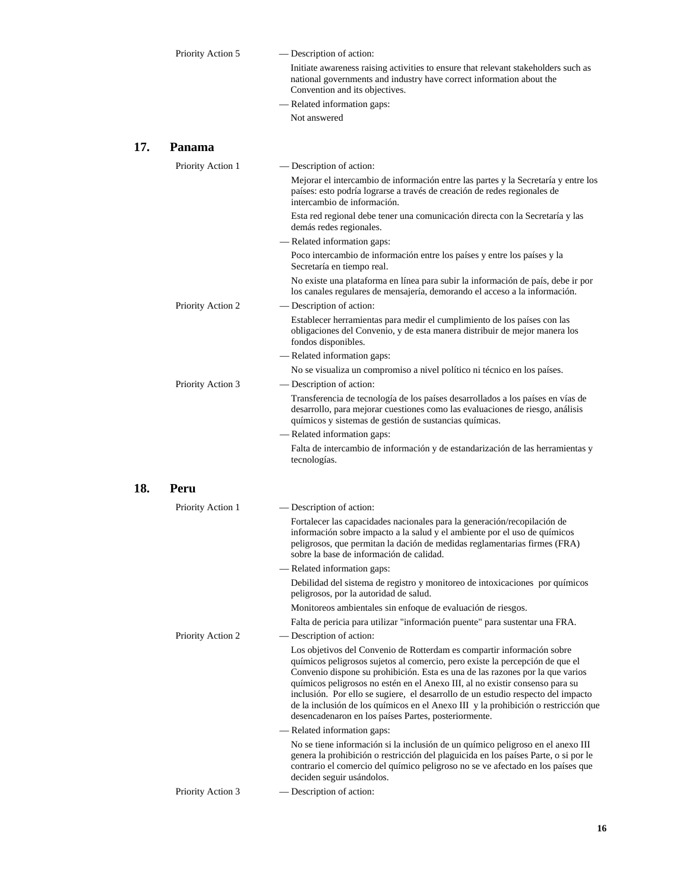Priority Action 5

— Description of action:

Initiate awareness raising activities to ensure that relevant stakeholders such as national governments and industry have correct information about the Convention and its objectives.

— Related information gaps:

Not answered

## 17. Panama

Priority Action 1

— Description of action:

Mejorar el intercambio de información entre las partes y la Secretaría y entre los países: esto podría lograrse a través de creación de redes regionales de intercambio de información.

Esta red regional debe tener una comunicación directa con la Secretaría y las demás redes regionales.

— Related information gaps:

Poco intercambio de información entre los países y entre los países y la Secretaría en tiempo real.

No existe una plataforma en línea para subir la información de país, debe ir por los canales regulares de mensajería, demorando el acceso a la información.

Priority Action 2

— Description of action:

Establecer herramientas para medir el cumplimiento de los países con las obligaciones del Convenio, y de esta manera distribuir de mejor manera los fondos disponibles.

— Related information gaps:

No se visualiza un compromiso a nivel político ni técnico en los países.

Priority Action 3

— Description of action:

Transferencia de tecnología de los países desarrollados a los países en vías de desarrollo, para mejorar cuestiones como las evaluaciones de riesgo, análisis químicos y sistemas de gestión de sustancias químicas.

— Related information gaps:

Falta de intercambio de información y de estandarización de las herramientas y tecnologías.

## 18. Peru

Priority Action 1

— Description of action:

Fortalecer las capacidades nacionales para la generación/recopilación de información sobre impacto a la salud y el ambiente por el uso de químicos peligrosos, que permitan la dación de medidas reglamentarias firmes (FRA) sobre la base de información de calidad.

— Related information gaps:

Debilidad del sistema de registro y monitoreo de intoxicaciones por químicos peligrosos, por la autoridad de salud.

Monitoreos ambientales sin enfoque de evaluación de riesgos.

Falta de pericia para utilizar "información puente" para sustentar una FRA.

Priority Action 2

— Description of action:

Los objetivos del Convenio de Rotterdam es compartir información sobre químicos peligrosos sujetos al comercio, pero existe la percepción de que el Convenio dispone su prohibición. Esta es una de las razones por la que varios químicos peligrosos no estén en el Anexo III, al no existir consenso para su inclusión. Por ello se sugiere, el desarrollo de un estudio respecto del impacto de la inclusión de los químicos en el Anexo III y la prohibición o restricción que desencadenaron en los países Partes, posteriormente.

— Related information gaps:

No se tiene información si la inclusión de un químico peligroso en el anexo III genera la prohibición o restricción del plaguicida en los países Parte, o si por le contrario el comercio del químico peligroso no se ve afectado en los países que deciden seguir usándolos.

Priority Action 3

— Description of action: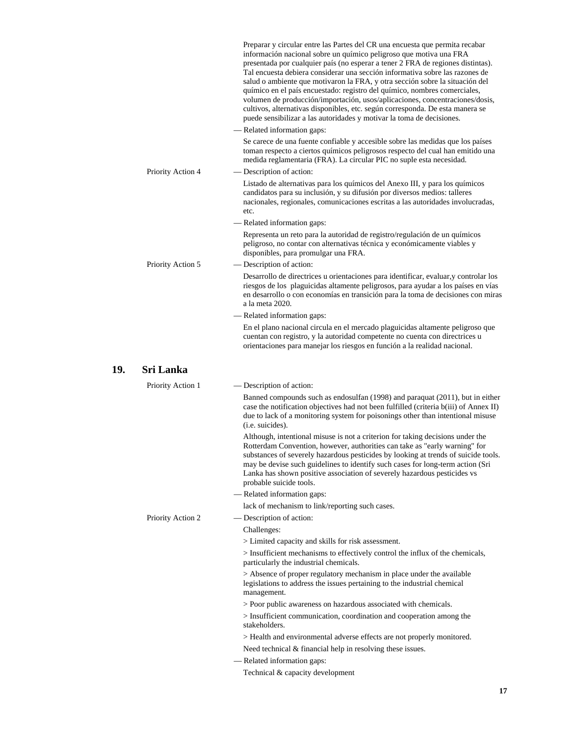Preparar y circular entre las Partes del CR una encuesta que permita recabar información nacional sobre un químico peligroso que motiva una FRA presentada por cualquier país (no esperar a tener 2 FRA de regiones distintas). Tal encuesta debiera considerar una sección informativa sobre las razones de salud o ambiente que motivaron la FRA, y otra sección sobre la situación del químico en el país encuestado: registro del químico, nombres comerciales, volumen de producción/importación, usos/aplicaciones, concentraciones/dosis, cultivos, alternativas disponibles, etc. según corresponda. De esta manera se puede sensibilizar a las autoridades y motivar la toma de decisiones.

— Related information gaps:

Se carece de una fuente confiable y accesible sobre las medidas que los países toman respecto a ciertos químicos peligrosos respecto del cual han emitido una medida reglamentaria (FRA). La circular PIC no suple esta necesidad.

Priority Action 4

— Description of action:

Listado de alternativas para los químicos del Anexo III, y para los químicos candidatos para su inclusión, y su difusión por diversos medios: talleres nacionales, regionales, comunicaciones escritas a las autoridades involucradas, etc.

— Related information gaps:

Representa un reto para la autoridad de registro/regulación de un químicos peligroso, no contar con alternativas técnica y económicamente viables y disponibles, para promulgar una FRA.

Priority Action 5

— Description of action:

Desarrollo de directrices u orientaciones para identificar, evaluar,y controlar los riesgos de los  plaguicidas altamente peligrosos, para ayudar a los países en vías en desarrollo o con economías en transición para la toma de decisiones con miras a la meta 2020.

— Related information gaps:

En el plano nacional circula en el mercado plaguicidas altamente peligroso que cuentan con registro, y la autoridad competente no cuenta con directrices u orientaciones para manejar los riesgos en función a la realidad nacional.

## 19. Sri Lanka

Priority Action 1

— Description of action:

Banned compounds such as endosulfan (1998) and paraquat (2011), but in either case the notification objectives had not been fulfilled (criteria b(iii) of Annex II) due to lack of a monitoring system for poisonings other than intentional misuse (i.e. suicides).

Although, intentional misuse is not a criterion for taking decisions under the Rotterdam Convention, however, authorities can take as "early warning" for substances of severely hazardous pesticides by looking at trends of suicide tools. may be devise such guidelines to identify such cases for long-term action (Sri Lanka has shown positive association of severely hazardous pesticides vs probable suicide tools.

— Related information gaps:

lack of mechanism to link/reporting such cases.

Priority Action 2

— Description of action:

Challenges:

> Limited capacity and skills for risk assessment.

> Insufficient mechanisms to effectively control the influx of the chemicals, particularly the industrial chemicals.

> Absence of proper regulatory mechanism in place under the available legislations to address the issues pertaining to the industrial chemical management.

> Poor public awareness on hazardous associated with chemicals.

> Insufficient communication, coordination and cooperation among the stakeholders.

> Health and environmental adverse effects are not properly monitored.

Need technical & financial help in resolving these issues.

— Related information gaps:

Technical & capacity development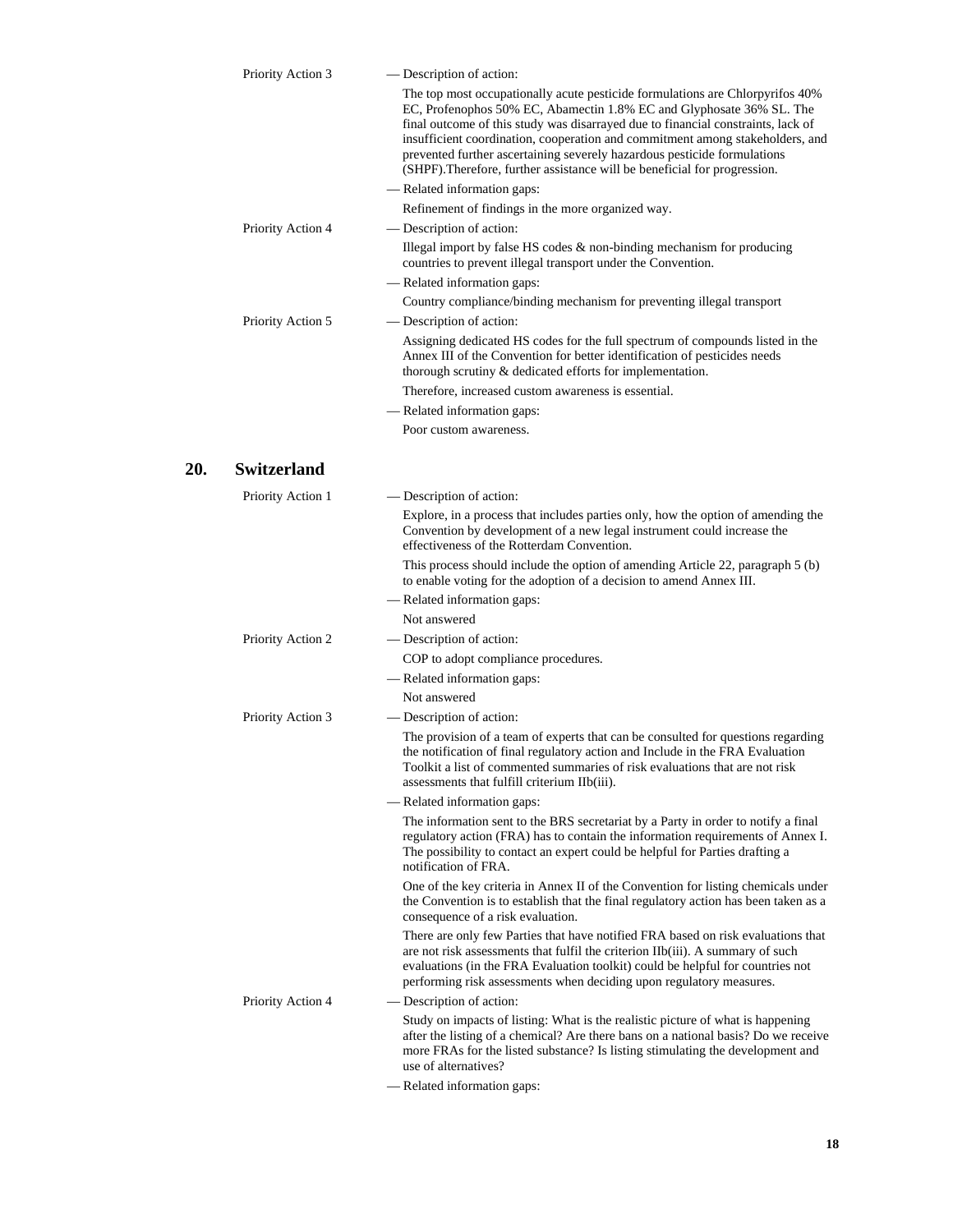Priority Action 3

— Description of action:

The top most occupationally acute pesticide formulations are Chlorpyrifos 40% EC, Profenophos 50% EC, Abamectin 1.8% EC and Glyphosate 36% SL. The final outcome of this study was disarrayed due to financial constraints, lack of insufficient coordination, cooperation and commitment among stakeholders, and prevented further ascertaining severely hazardous pesticide formulations (SHPF).Therefore, further assistance will be beneficial for progression.

— Related information gaps:

Refinement of findings in the more organized way.

Priority Action 4

— Description of action:

Illegal import by false HS codes & non-binding mechanism for producing countries to prevent illegal transport under the Convention.

— Related information gaps:

Country compliance/binding mechanism for preventing illegal transport

Priority Action 5

— Description of action:

Assigning dedicated HS codes for the full spectrum of compounds listed in the Annex III of the Convention for better identification of pesticides needs thorough scrutiny & dedicated efforts for implementation.

Therefore, increased custom awareness is essential.

— Related information gaps:

Poor custom awareness.

## 20. Switzerland

Priority Action 1

— Description of action:

Explore, in a process that includes parties only, how the option of amending the Convention by development of a new legal instrument could increase the effectiveness of the Rotterdam Convention.

This process should include the option of amending Article 22, paragraph 5 (b) to enable voting for the adoption of a decision to amend Annex III.

— Related information gaps:

Not answered

Priority Action 2

— Description of action:

COP to adopt compliance procedures.

— Related information gaps:

Not answered

Priority Action 3

— Description of action:

The provision of a team of experts that can be consulted for questions regarding the notification of final regulatory action and Include in the FRA Evaluation Toolkit a list of commented summaries of risk evaluations that are not risk assessments that fulfill criterium IIb(iii).

— Related information gaps:

The information sent to the BRS secretariat by a Party in order to notify a final regulatory action (FRA) has to contain the information requirements of Annex I. The possibility to contact an expert could be helpful for Parties drafting a notification of FRA.

One of the key criteria in Annex II of the Convention for listing chemicals under the Convention is to establish that the final regulatory action has been taken as a consequence of a risk evaluation.

There are only few Parties that have notified FRA based on risk evaluations that are not risk assessments that fulfil the criterion IIb(iii). A summary of such evaluations (in the FRA Evaluation toolkit) could be helpful for countries not performing risk assessments when deciding upon regulatory measures.

Priority Action 4

— Description of action:

Study on impacts of listing: What is the realistic picture of what is happening after the listing of a chemical? Are there bans on a national basis? Do we receive more FRAs for the listed substance? Is listing stimulating the development and use of alternatives?

— Related information gaps: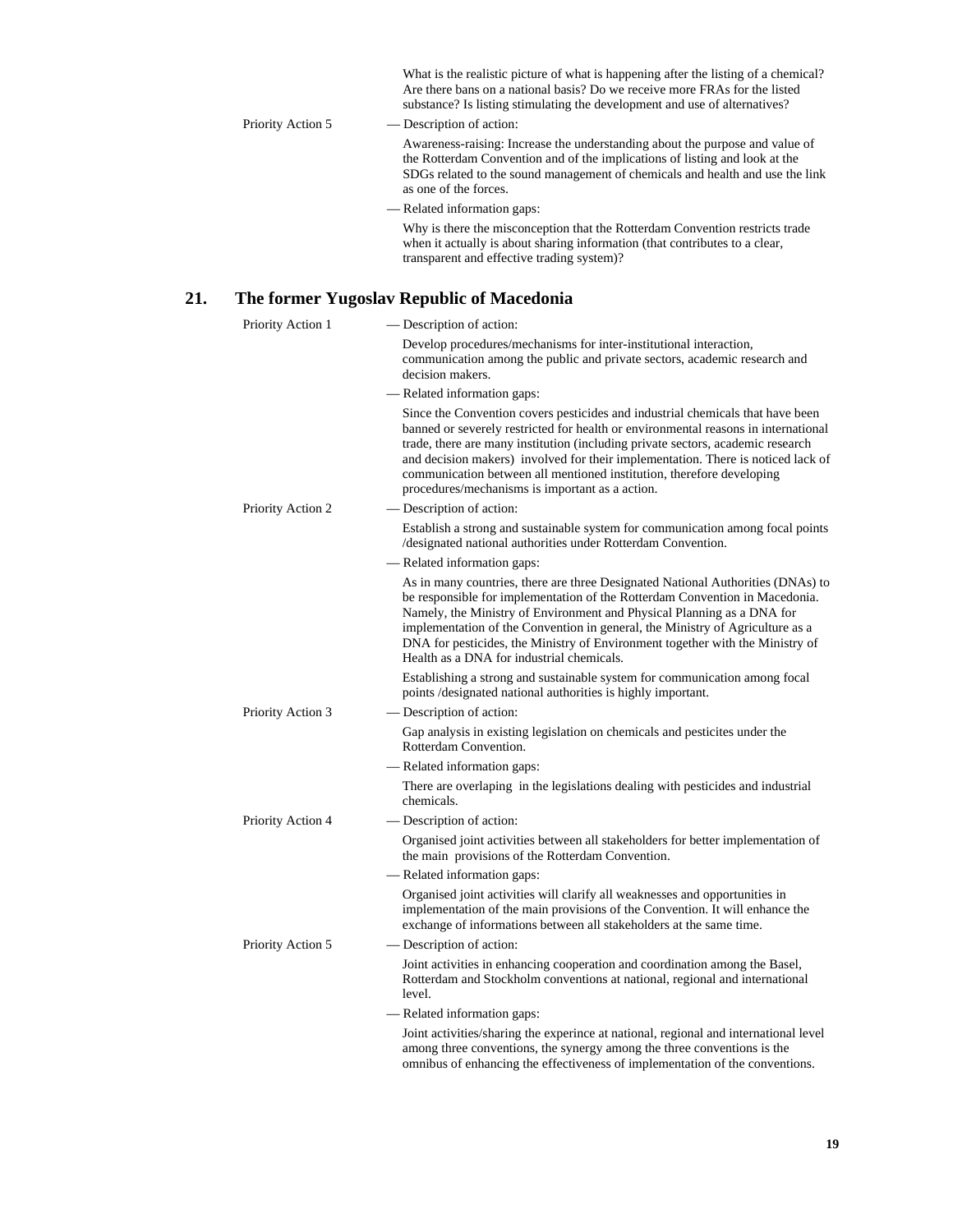What is the realistic picture of what is happening after the listing of a chemical? Are there bans on a national basis? Do we receive more FRAs for the listed substance? Is listing stimulating the development and use of alternatives?

Priority Action 5

— Description of action:

Awareness-raising: Increase the understanding about the purpose and value of the Rotterdam Convention and of the implications of listing and look at the SDGs related to the sound management of chemicals and health and use the link as one of the forces.

— Related information gaps:

Why is there the misconception that the Rotterdam Convention restricts trade when it actually is about sharing information (that contributes to a clear, transparent and effective trading system)?

## 21. The former Yugoslav Republic of Macedonia

Priority Action 1

— Description of action:

Develop procedures/mechanisms for inter-institutional interaction, communication among the public and private sectors, academic research and decision makers.

— Related information gaps:

Since the Convention covers pesticides and industrial chemicals that have been banned or severely restricted for health or environmental reasons in international trade, there are many institution (including private sectors, academic research and decision makers) involved for their implementation. There is noticed lack of communication between all mentioned institution, therefore developing procedures/mechanisms is important as a action.

Priority Action 2

— Description of action:

Establish a strong and sustainable system for communication among focal points /designated national authorities under Rotterdam Convention.

— Related information gaps:

As in many countries, there are three Designated National Authorities (DNAs) to be responsible for implementation of the Rotterdam Convention in Macedonia. Namely, the Ministry of Environment and Physical Planning as a DNA for implementation of the Convention in general, the Ministry of Agriculture as a DNA for pesticides, the Ministry of Environment together with the Ministry of Health as a DNA for industrial chemicals.

Establishing a strong and sustainable system for communication among focal points /designated national authorities is highly important.

Priority Action 3

— Description of action:

Gap analysis in existing legislation on chemicals and pesticites under the Rotterdam Convention.

— Related information gaps:

There are overlaping in the legislations dealing with pesticides and industrial chemicals.

Priority Action 4

— Description of action:

Organised joint activities between all stakeholders for better implementation of the main provisions of the Rotterdam Convention.

— Related information gaps:

Organised joint activities will clarify all weaknesses and opportunities in implementation of the main provisions of the Convention. It will enhance the exchange of informations between all stakeholders at the same time.

Priority Action 5

— Description of action:

Joint activities in enhancing cooperation and coordination among the Basel, Rotterdam and Stockholm conventions at national, regional and international level.

— Related information gaps:

Joint activities/sharing the experince at national, regional and international level among three conventions, the synergy among the three conventions is the omnibus of enhancing the effectiveness of implementation of the conventions.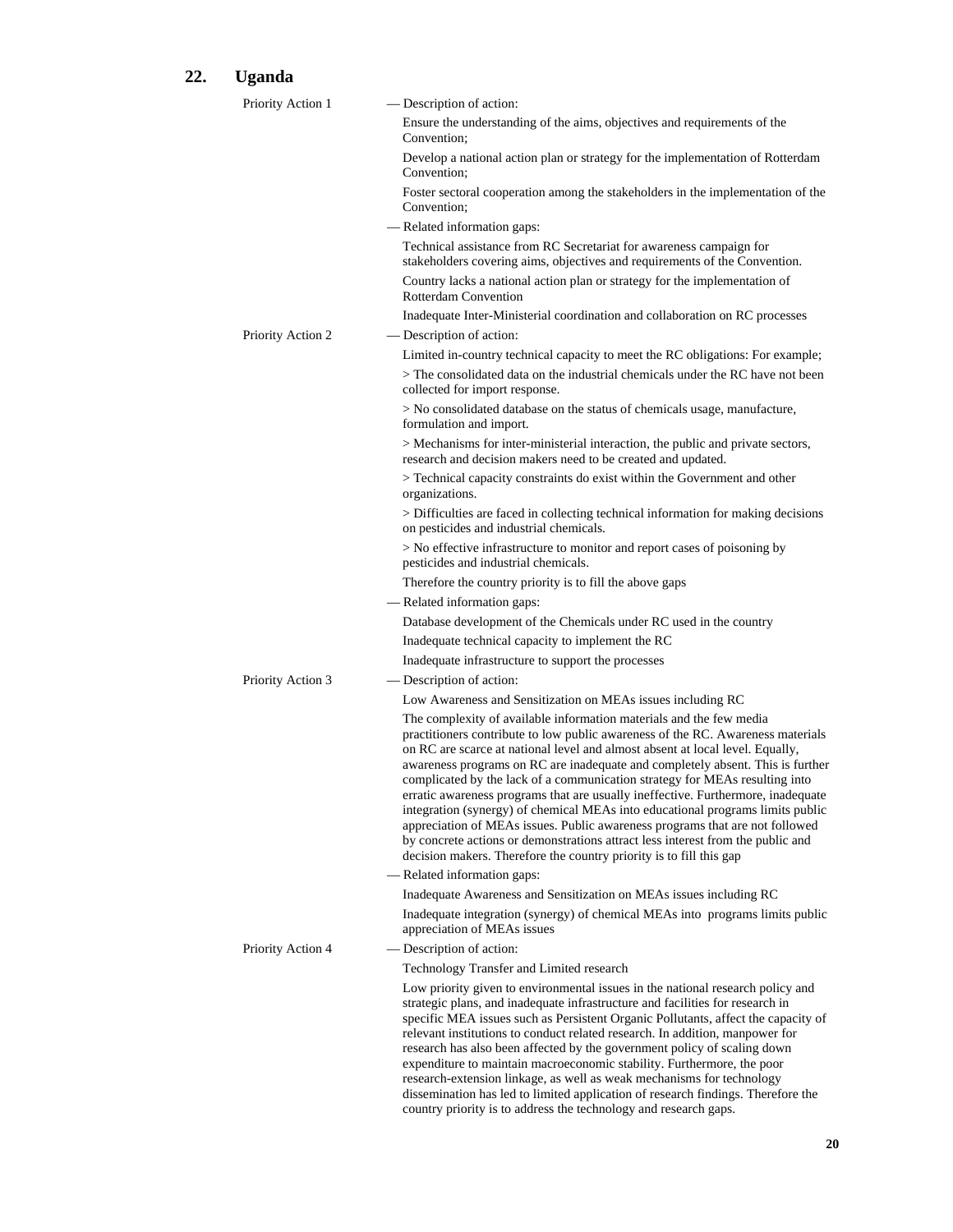## 22. Uganda

**Priority Action 1**

— Description of action:

Ensure the understanding of the aims, objectives and requirements of the Convention;

Develop a national action plan or strategy for the implementation of Rotterdam Convention;

Foster sectoral cooperation among the stakeholders in the implementation of the Convention;

— Related information gaps:

Technical assistance from RC Secretariat for awareness campaign for stakeholders covering aims, objectives and requirements of the Convention.

Country lacks a national action plan or strategy for the implementation of Rotterdam Convention

Inadequate Inter-Ministerial coordination and collaboration on RC processes

**Priority Action 2**

— Description of action:

Limited in-country technical capacity to meet the RC obligations: For example;

> The consolidated data on the industrial chemicals under the RC have not been collected for import response.

> No consolidated database on the status of chemicals usage, manufacture, formulation and import.

> Mechanisms for inter-ministerial interaction, the public and private sectors, research and decision makers need to be created and updated.

> Technical capacity constraints do exist within the Government and other organizations.

> Difficulties are faced in collecting technical information for making decisions on pesticides and industrial chemicals.

> No effective infrastructure to monitor and report cases of poisoning by pesticides and industrial chemicals.

Therefore the country priority is to fill the above gaps

— Related information gaps:

Database development of the Chemicals under RC used in the country

Inadequate technical capacity to implement the RC

Inadequate infrastructure to support the processes

**Priority Action 3**

— Description of action:

Low Awareness and Sensitization on MEAs issues including RC

The complexity of available information materials and the few media practitioners contribute to low public awareness of the RC. Awareness materials on RC are scarce at national level and almost absent at local level. Equally, awareness programs on RC are inadequate and completely absent. This is further complicated by the lack of a communication strategy for MEAs resulting into erratic awareness programs that are usually ineffective. Furthermore, inadequate integration (synergy) of chemical MEAs into educational programs limits public appreciation of MEAs issues. Public awareness programs that are not followed by concrete actions or demonstrations attract less interest from the public and decision makers. Therefore the country priority is to fill this gap

— Related information gaps:

Inadequate Awareness and Sensitization on MEAs issues including RC

Inadequate integration (synergy) of chemical MEAs into programs limits public appreciation of MEAs issues

**Priority Action 4**

— Description of action:

Technology Transfer and Limited research

Low priority given to environmental issues in the national research policy and strategic plans, and inadequate infrastructure and facilities for research in specific MEA issues such as Persistent Organic Pollutants, affect the capacity of relevant institutions to conduct related research. In addition, manpower for research has also been affected by the government policy of scaling down expenditure to maintain macroeconomic stability. Furthermore, the poor research-extension linkage, as well as weak mechanisms for technology dissemination has led to limited application of research findings. Therefore the country priority is to address the technology and research gaps.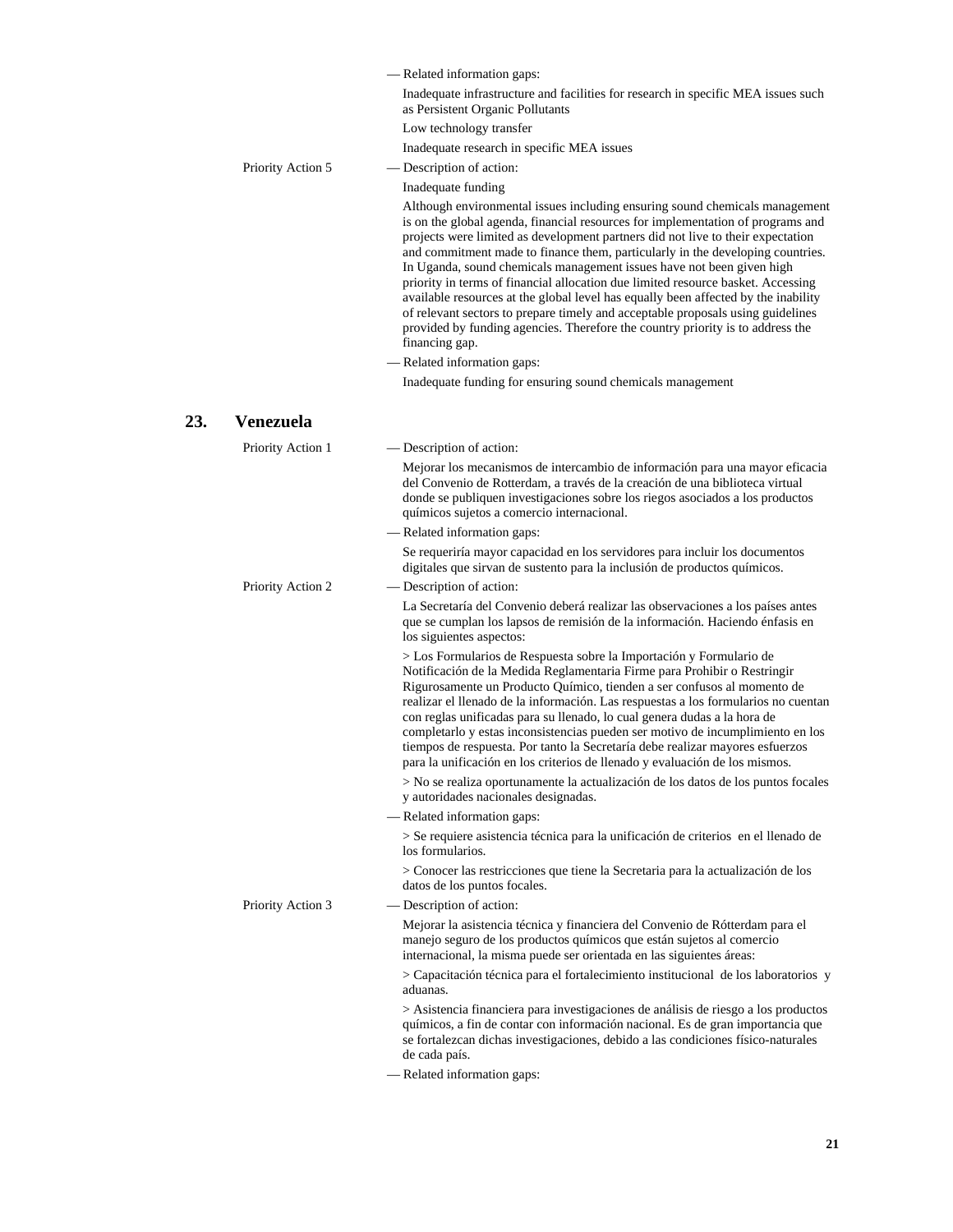— Related information gaps:

Inadequate infrastructure and facilities for research in specific MEA issues such as Persistent Organic Pollutants

Low technology transfer

Inadequate research in specific MEA issues

Priority Action 5

— Description of action:

Inadequate funding

Although environmental issues including ensuring sound chemicals management is on the global agenda, financial resources for implementation of programs and projects were limited as development partners did not live to their expectation and commitment made to finance them, particularly in the developing countries. In Uganda, sound chemicals management issues have not been given high priority in terms of financial allocation due limited resource basket. Accessing available resources at the global level has equally been affected by the inability of relevant sectors to prepare timely and acceptable proposals using guidelines provided by funding agencies. Therefore the country priority is to address the financing gap.

— Related information gaps:

Inadequate funding for ensuring sound chemicals management

## 23. Venezuela

Priority Action 1

— Description of action:

Mejorar los mecanismos de intercambio de información para una mayor eficacia del Convenio de Rotterdam, a través de la creación de una biblioteca virtual donde se publiquen investigaciones sobre los riegos asociados a los productos químicos sujetos a comercio internacional.

— Related information gaps:

Se requeriría mayor capacidad en los servidores para incluir los documentos digitales que sirvan de sustento para la inclusión de productos químicos.

Priority Action 2

— Description of action:

La Secretaría del Convenio deberá realizar las observaciones a los países antes que se cumplan los lapsos de remisión de la información. Haciendo énfasis en los siguientes aspectos:

> Los Formularios de Respuesta sobre la Importación y Formulario de Notificación de la Medida Reglamentaria Firme para Prohibir o Restringir Rigurosamente un Producto Químico, tienden a ser confusos al momento de realizar el llenado de la información. Las respuestas a los formularios no cuentan con reglas unificadas para su llenado, lo cual genera dudas a la hora de completarlo y estas inconsistencias pueden ser motivo de incumplimiento en los tiempos de respuesta. Por tanto la Secretaría debe realizar mayores esfuerzos para la unificación en los criterios de llenado y evaluación de los mismos.

> No se realiza oportunamente la actualización de los datos de los puntos focales y autoridades nacionales designadas.

— Related information gaps:

> Se requiere asistencia técnica para la unificación de criterios en el llenado de los formularios.

> Conocer las restricciones que tiene la Secretaria para la actualización de los datos de los puntos focales.

Priority Action 3

— Description of action:

Mejorar la asistencia técnica y financiera del Convenio de Rótterdam para el manejo seguro de los productos químicos que están sujetos al comercio internacional, la misma puede ser orientada en las siguientes áreas:

> Capacitación técnica para el fortalecimiento institucional de los laboratorios y aduanas.

> Asistencia financiera para investigaciones de análisis de riesgo a los productos químicos, a fin de contar con información nacional. Es de gran importancia que se fortalezcan dichas investigaciones, debido a las condiciones físico-naturales de cada país.

— Related information gaps: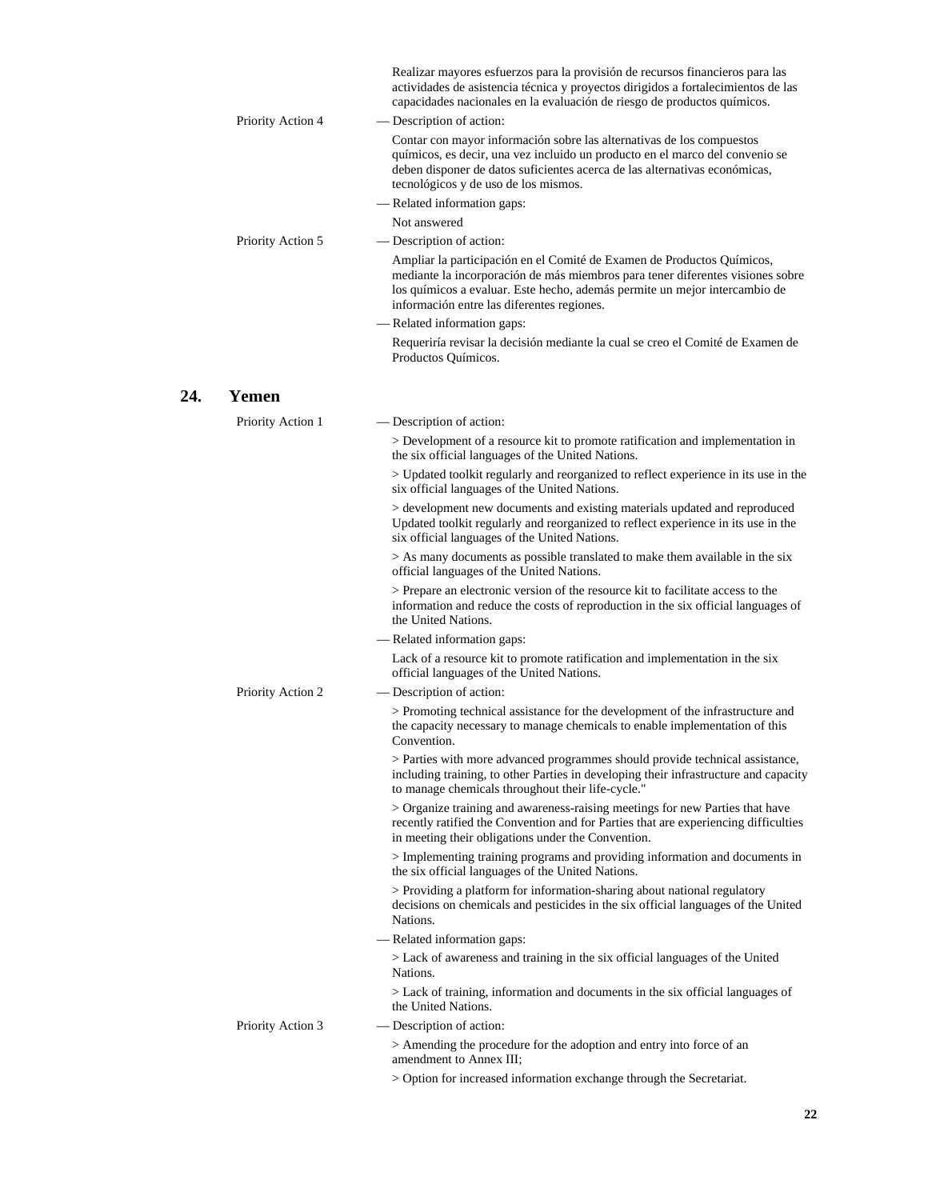Realizar mayores esfuerzos para la provisión de recursos financieros para las actividades de asistencia técnica y proyectos dirigidos a fortalecimientos de las capacidades nacionales en la evaluación de riesgo de productos químicos.

Priority Action 4 — Description of action:

Contar con mayor información sobre las alternativas de los compuestos químicos, es decir, una vez incluido un producto en el marco del convenio se deben disponer de datos suficientes acerca de las alternativas económicas, tecnológicos y de uso de los mismos.

— Related information gaps:

Not answered

Priority Action 5 — Description of action:

Ampliar la participación en el Comité de Examen de Productos Químicos, mediante la incorporación de más miembros para tener diferentes visiones sobre los químicos a evaluar. Este hecho, además permite un mejor intercambio de información entre las diferentes regiones.

— Related information gaps:

Requeriría revisar la decisión mediante la cual se creo el Comité de Examen de Productos Químicos.

## 24. Yemen

Priority Action 1 — Description of action:

> Development of a resource kit to promote ratification and implementation in the six official languages of the United Nations.

> Updated toolkit regularly and reorganized to reflect experience in its use in the six official languages of the United Nations.

> development new documents and existing materials updated and reproduced Updated toolkit regularly and reorganized to reflect experience in its use in the six official languages of the United Nations.

> As many documents as possible translated to make them available in the six official languages of the United Nations.

> Prepare an electronic version of the resource kit to facilitate access to the information and reduce the costs of reproduction in the six official languages of the United Nations.

— Related information gaps:

Lack of a resource kit to promote ratification and implementation in the six official languages of the United Nations.

Priority Action 2 — Description of action:

> Promoting technical assistance for the development of the infrastructure and the capacity necessary to manage chemicals to enable implementation of this Convention.

> Parties with more advanced programmes should provide technical assistance, including training, to other Parties in developing their infrastructure and capacity to manage chemicals throughout their life-cycle."

> Organize training and awareness-raising meetings for new Parties that have recently ratified the Convention and for Parties that are experiencing difficulties in meeting their obligations under the Convention.

> Implementing training programs and providing information and documents in the six official languages of the United Nations.

> Providing a platform for information-sharing about national regulatory decisions on chemicals and pesticides in the six official languages of the United Nations.

— Related information gaps:

> Lack of awareness and training in the six official languages of the United Nations.

> Lack of training, information and documents in the six official languages of the United Nations.

Priority Action 3 — Description of action:

> Amending the procedure for the adoption and entry into force of an amendment to Annex III;

> Option for increased information exchange through the Secretariat.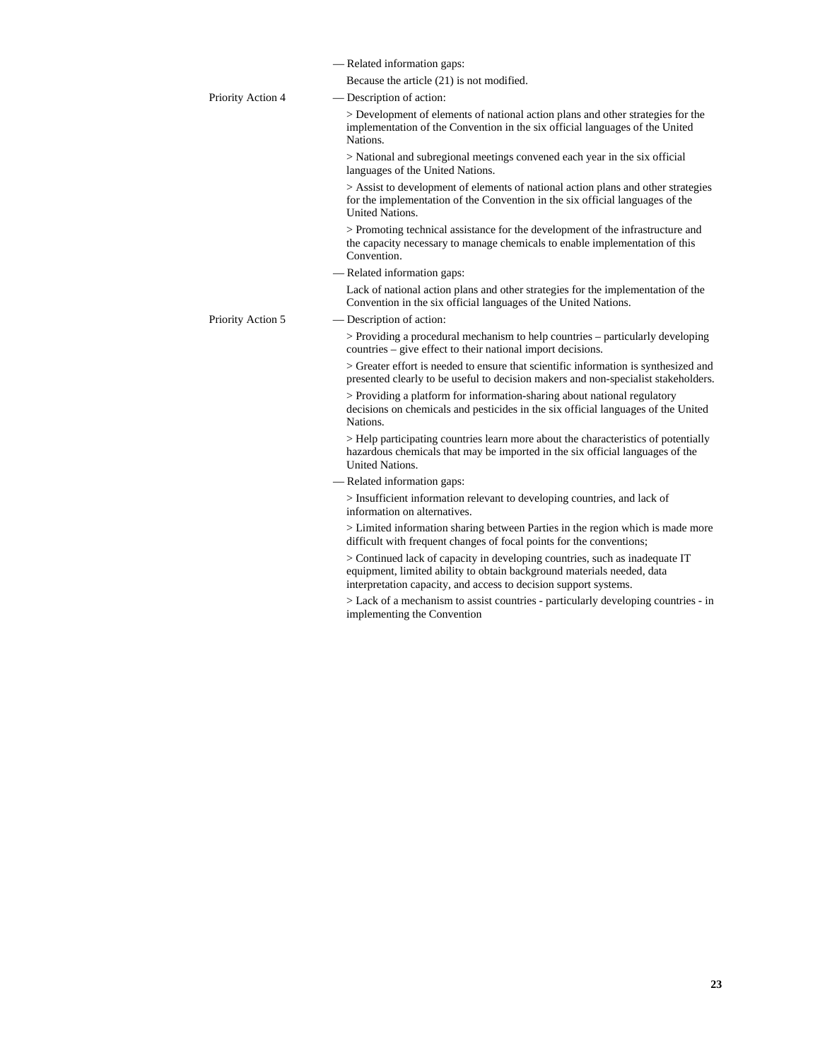| | |
|---|---|
| | — Related information gaps: |
| | Because the article (21) is not modified. |
| Priority Action 4 | — Description of action: |
| | > Development of elements of national action plans and other strategies for the implementation of the Convention in the six official languages of the United Nations. |
| | > National and subregional meetings convened each year in the six official languages of the United Nations. |
| | > Assist to development of elements of national action plans and other strategies for the implementation of the Convention in the six official languages of the United Nations. |
| | > Promoting technical assistance for the development of the infrastructure and the capacity necessary to manage chemicals to enable implementation of this Convention. |
| | — Related information gaps: |
| | Lack of national action plans and other strategies for the implementation of the Convention in the six official languages of the United Nations. |
| Priority Action 5 | — Description of action: |
| | > Providing a procedural mechanism to help countries – particularly developing countries – give effect to their national import decisions. |
| | > Greater effort is needed to ensure that scientific information is synthesized and presented clearly to be useful to decision makers and non-specialist stakeholders. |
| | > Providing a platform for information-sharing about national regulatory decisions on chemicals and pesticides in the six official languages of the United Nations. |
| | > Help participating countries learn more about the characteristics of potentially hazardous chemicals that may be imported in the six official languages of the United Nations. |
| | — Related information gaps: |
| | > Insufficient information relevant to developing countries, and lack of information on alternatives. |
| | > Limited information sharing between Parties in the region which is made more difficult with frequent changes of focal points for the conventions; |
| | > Continued lack of capacity in developing countries, such as inadequate IT equipment, limited ability to obtain background materials needed, data interpretation capacity, and access to decision support systems. |
| | > Lack of a mechanism to assist countries - particularly developing countries - in implementing the Convention |